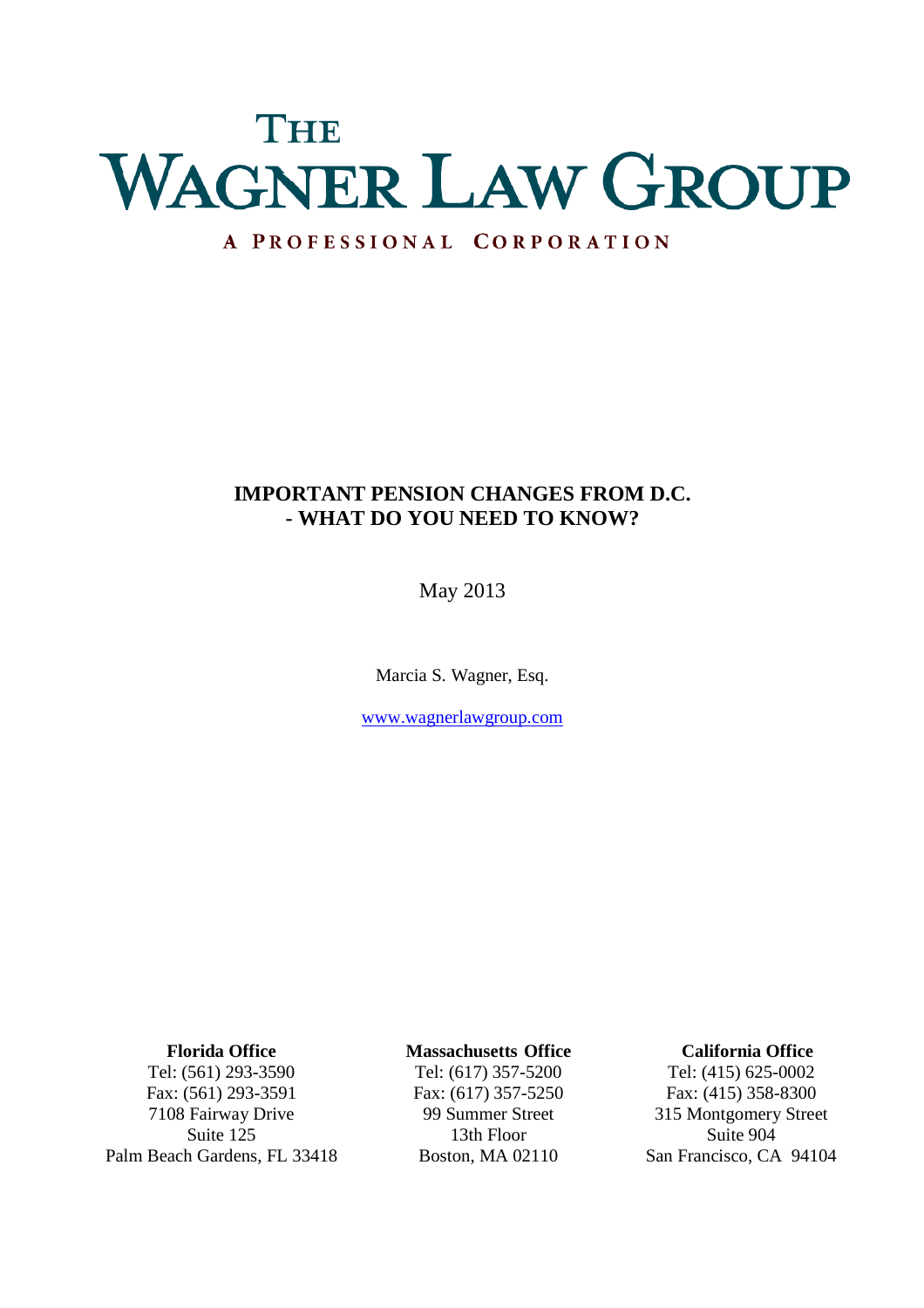# THE WAGNER LAW GROUP

A PROFESSIONAL CORPORATION

## IMPORTANT PENSION CHANGES FROM D.C. - WHAT DO YOU NEED TO KNOW?

May 2013

Marcia S. Wagner, Esq.

www.wagnerlawgroup.com

**Florida Office**
Tel: (561) 293-3590
Fax: (561) 293-3591
7108 Fairway Drive
Suite 125
Palm Beach Gardens, FL 33418

**Massachusetts Office**
Tel: (617) 357-5200
Fax: (617) 357-5250
99 Summer Street
13th Floor
Boston, MA 02110

**California Office**
Tel: (415) 625-0002
Fax: (415) 358-8300
315 Montgomery Street
Suite 904
San Francisco, CA 94104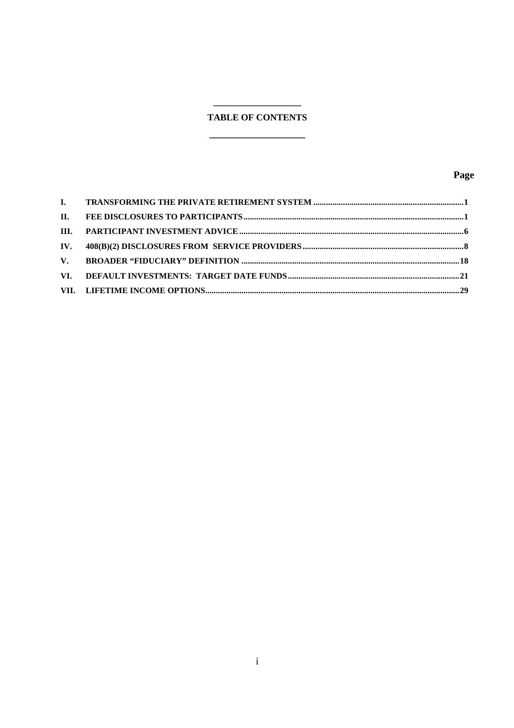## TABLE OF CONTENTS

| | | Page |
|---|---|---|
| I. | TRANSFORMING THE PRIVATE RETIREMENT SYSTEM | 1 |
| II. | FEE DISCLOSURES TO PARTICIPANTS | 1 |
| III. | PARTICIPANT INVESTMENT ADVICE | 6 |
| IV. | 408(B)(2) DISCLOSURES FROM SERVICE PROVIDERS | 8 |
| V. | BROADER "FIDUCIARY" DEFINITION | 18 |
| VI. | DEFAULT INVESTMENTS: TARGET DATE FUNDS | 21 |
| VII. | LIFETIME INCOME OPTIONS | 29 |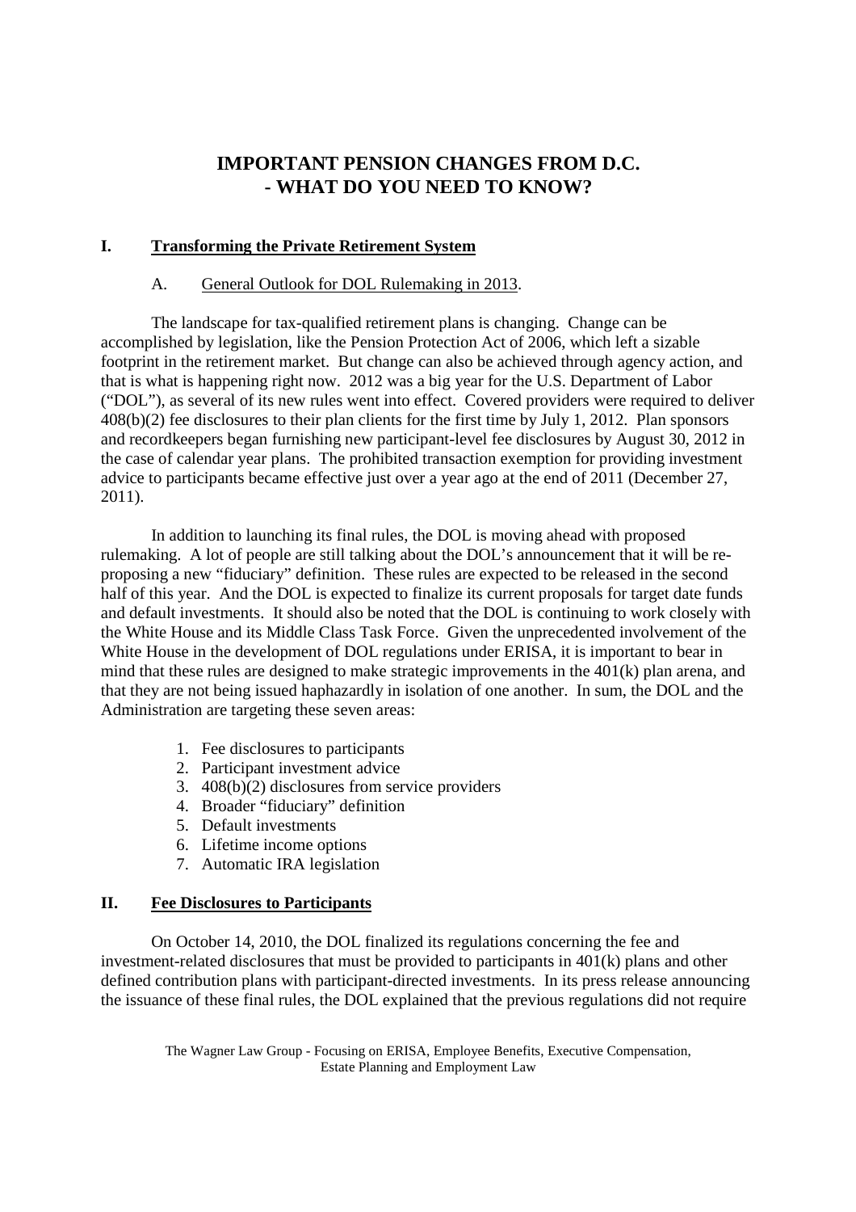# IMPORTANT PENSION CHANGES FROM D.C. - WHAT DO YOU NEED TO KNOW?

## I. Transforming the Private Retirement System

### A. General Outlook for DOL Rulemaking in 2013.

The landscape for tax-qualified retirement plans is changing. Change can be accomplished by legislation, like the Pension Protection Act of 2006, which left a sizable footprint in the retirement market. But change can also be achieved through agency action, and that is what is happening right now. 2012 was a big year for the U.S. Department of Labor ("DOL"), as several of its new rules went into effect. Covered providers were required to deliver 408(b)(2) fee disclosures to their plan clients for the first time by July 1, 2012. Plan sponsors and recordkeepers began furnishing new participant-level fee disclosures by August 30, 2012 in the case of calendar year plans. The prohibited transaction exemption for providing investment advice to participants became effective just over a year ago at the end of 2011 (December 27, 2011).

In addition to launching its final rules, the DOL is moving ahead with proposed rulemaking. A lot of people are still talking about the DOL's announcement that it will be re-proposing a new "fiduciary" definition. These rules are expected to be released in the second half of this year. And the DOL is expected to finalize its current proposals for target date funds and default investments. It should also be noted that the DOL is continuing to work closely with the White House and its Middle Class Task Force. Given the unprecedented involvement of the White House in the development of DOL regulations under ERISA, it is important to bear in mind that these rules are designed to make strategic improvements in the 401(k) plan arena, and that they are not being issued haphazardly in isolation of one another. In sum, the DOL and the Administration are targeting these seven areas:

1. Fee disclosures to participants
2. Participant investment advice
3. 408(b)(2) disclosures from service providers
4. Broader "fiduciary" definition
5. Default investments
6. Lifetime income options
7. Automatic IRA legislation

## II. Fee Disclosures to Participants

On October 14, 2010, the DOL finalized its regulations concerning the fee and investment-related disclosures that must be provided to participants in 401(k) plans and other defined contribution plans with participant-directed investments. In its press release announcing the issuance of these final rules, the DOL explained that the previous regulations did not require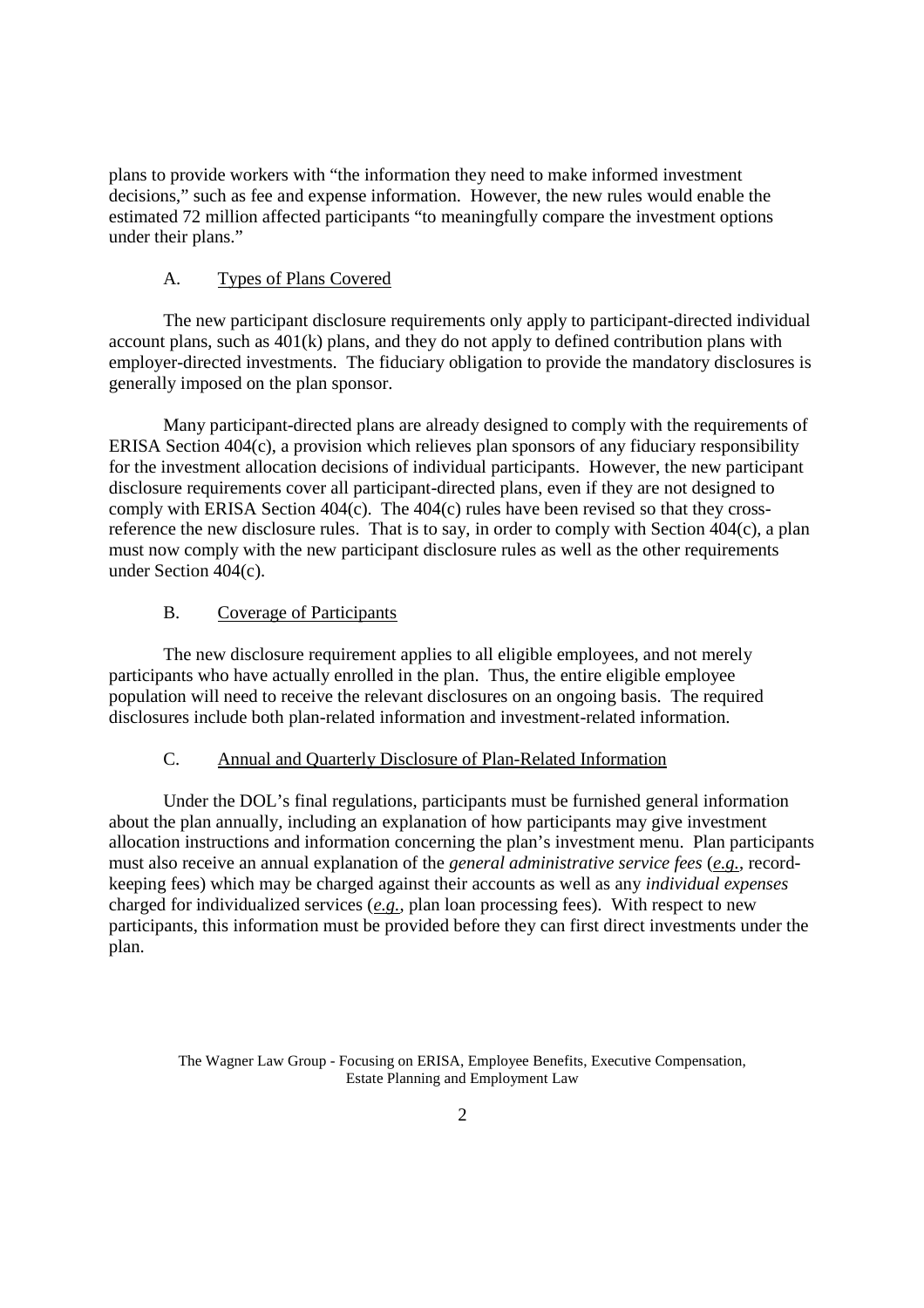plans to provide workers with "the information they need to make informed investment decisions," such as fee and expense information. However, the new rules would enable the estimated 72 million affected participants "to meaningfully compare the investment options under their plans."

### A. Types of Plans Covered

The new participant disclosure requirements only apply to participant-directed individual account plans, such as 401(k) plans, and they do not apply to defined contribution plans with employer-directed investments. The fiduciary obligation to provide the mandatory disclosures is generally imposed on the plan sponsor.

Many participant-directed plans are already designed to comply with the requirements of ERISA Section 404(c), a provision which relieves plan sponsors of any fiduciary responsibility for the investment allocation decisions of individual participants. However, the new participant disclosure requirements cover all participant-directed plans, even if they are not designed to comply with ERISA Section 404(c). The 404(c) rules have been revised so that they cross-reference the new disclosure rules. That is to say, in order to comply with Section 404(c), a plan must now comply with the new participant disclosure rules as well as the other requirements under Section 404(c).

### B. Coverage of Participants

The new disclosure requirement applies to all eligible employees, and not merely participants who have actually enrolled in the plan. Thus, the entire eligible employee population will need to receive the relevant disclosures on an ongoing basis. The required disclosures include both plan-related information and investment-related information.

### C. Annual and Quarterly Disclosure of Plan-Related Information

Under the DOL's final regulations, participants must be furnished general information about the plan annually, including an explanation of how participants may give investment allocation instructions and information concerning the plan's investment menu. Plan participants must also receive an annual explanation of the *general administrative service fees* (*e.g.*, record-keeping fees) which may be charged against their accounts as well as any *individual expenses* charged for individualized services (*e.g.*, plan loan processing fees). With respect to new participants, this information must be provided before they can first direct investments under the plan.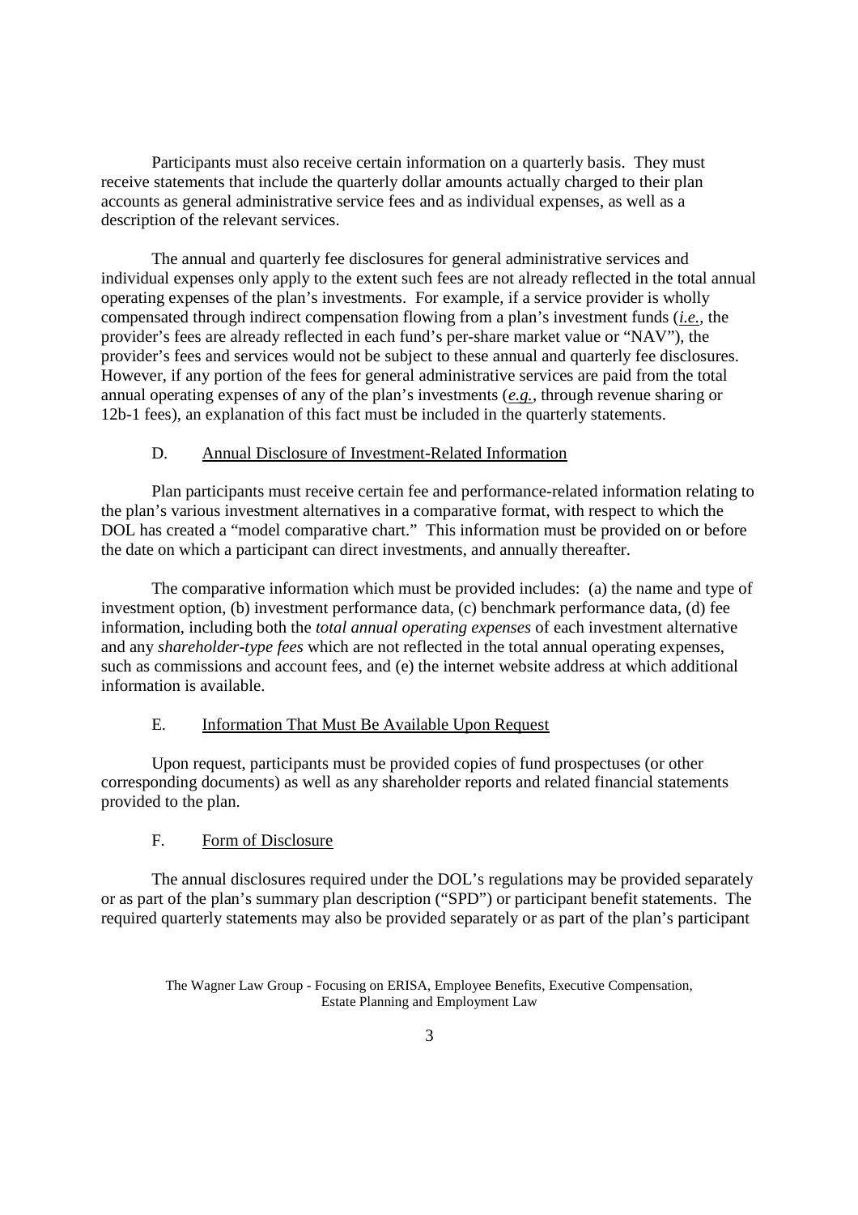Participants must also receive certain information on a quarterly basis. They must receive statements that include the quarterly dollar amounts actually charged to their plan accounts as general administrative service fees and as individual expenses, as well as a description of the relevant services.

The annual and quarterly fee disclosures for general administrative services and individual expenses only apply to the extent such fees are not already reflected in the total annual operating expenses of the plan's investments. For example, if a service provider is wholly compensated through indirect compensation flowing from a plan's investment funds (*i.e.*, the provider's fees are already reflected in each fund's per-share market value or "NAV"), the provider's fees and services would not be subject to these annual and quarterly fee disclosures. However, if any portion of the fees for general administrative services are paid from the total annual operating expenses of any of the plan's investments (*e.g.*, through revenue sharing or 12b-1 fees), an explanation of this fact must be included in the quarterly statements.

### D. Annual Disclosure of Investment-Related Information

Plan participants must receive certain fee and performance-related information relating to the plan's various investment alternatives in a comparative format, with respect to which the DOL has created a "model comparative chart." This information must be provided on or before the date on which a participant can direct investments, and annually thereafter.

The comparative information which must be provided includes: (a) the name and type of investment option, (b) investment performance data, (c) benchmark performance data, (d) fee information, including both the *total annual operating expenses* of each investment alternative and any *shareholder-type fees* which are not reflected in the total annual operating expenses, such as commissions and account fees, and (e) the internet website address at which additional information is available.

### E. Information That Must Be Available Upon Request

Upon request, participants must be provided copies of fund prospectuses (or other corresponding documents) as well as any shareholder reports and related financial statements provided to the plan.

### F. Form of Disclosure

The annual disclosures required under the DOL's regulations may be provided separately or as part of the plan's summary plan description ("SPD") or participant benefit statements. The required quarterly statements may also be provided separately or as part of the plan's participant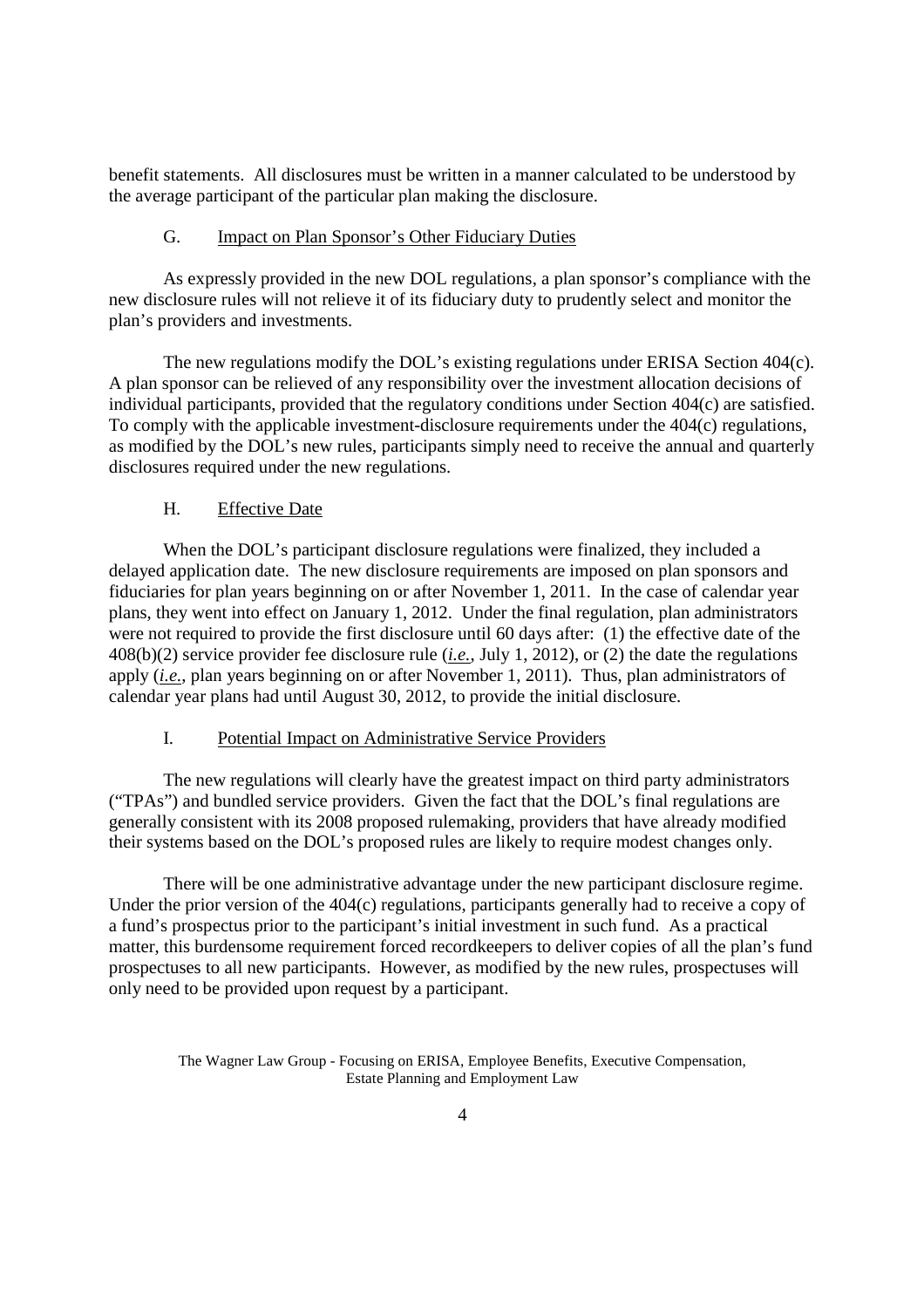benefit statements. All disclosures must be written in a manner calculated to be understood by the average participant of the particular plan making the disclosure.

### G. Impact on Plan Sponsor's Other Fiduciary Duties

As expressly provided in the new DOL regulations, a plan sponsor's compliance with the new disclosure rules will not relieve it of its fiduciary duty to prudently select and monitor the plan's providers and investments.

The new regulations modify the DOL's existing regulations under ERISA Section 404(c). A plan sponsor can be relieved of any responsibility over the investment allocation decisions of individual participants, provided that the regulatory conditions under Section 404(c) are satisfied. To comply with the applicable investment-disclosure requirements under the 404(c) regulations, as modified by the DOL's new rules, participants simply need to receive the annual and quarterly disclosures required under the new regulations.

### H. Effective Date

When the DOL's participant disclosure regulations were finalized, they included a delayed application date. The new disclosure requirements are imposed on plan sponsors and fiduciaries for plan years beginning on or after November 1, 2011. In the case of calendar year plans, they went into effect on January 1, 2012. Under the final regulation, plan administrators were not required to provide the first disclosure until 60 days after: (1) the effective date of the 408(b)(2) service provider fee disclosure rule (*i.e.*, July 1, 2012), or (2) the date the regulations apply (*i.e.*, plan years beginning on or after November 1, 2011). Thus, plan administrators of calendar year plans had until August 30, 2012, to provide the initial disclosure.

### I. Potential Impact on Administrative Service Providers

The new regulations will clearly have the greatest impact on third party administrators ("TPAs") and bundled service providers. Given the fact that the DOL's final regulations are generally consistent with its 2008 proposed rulemaking, providers that have already modified their systems based on the DOL's proposed rules are likely to require modest changes only.

There will be one administrative advantage under the new participant disclosure regime. Under the prior version of the 404(c) regulations, participants generally had to receive a copy of a fund's prospectus prior to the participant's initial investment in such fund. As a practical matter, this burdensome requirement forced recordkeepers to deliver copies of all the plan's fund prospectuses to all new participants. However, as modified by the new rules, prospectuses will only need to be provided upon request by a participant.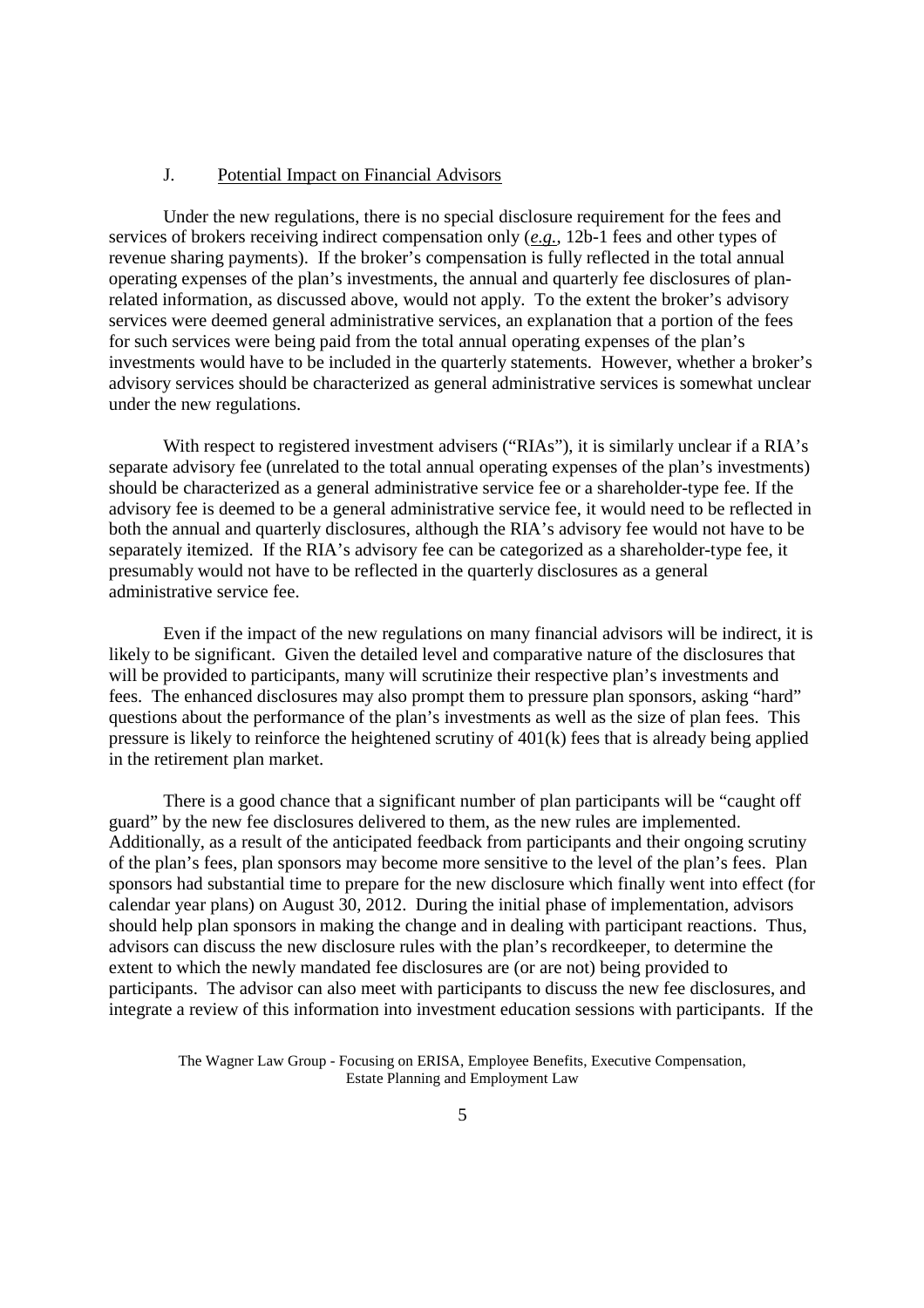### J. Potential Impact on Financial Advisors

Under the new regulations, there is no special disclosure requirement for the fees and services of brokers receiving indirect compensation only (*e.g.*, 12b-1 fees and other types of revenue sharing payments). If the broker's compensation is fully reflected in the total annual operating expenses of the plan's investments, the annual and quarterly fee disclosures of plan-related information, as discussed above, would not apply. To the extent the broker's advisory services were deemed general administrative services, an explanation that a portion of the fees for such services were being paid from the total annual operating expenses of the plan's investments would have to be included in the quarterly statements. However, whether a broker's advisory services should be characterized as general administrative services is somewhat unclear under the new regulations.

With respect to registered investment advisers ("RIAs"), it is similarly unclear if a RIA's separate advisory fee (unrelated to the total annual operating expenses of the plan's investments) should be characterized as a general administrative service fee or a shareholder-type fee. If the advisory fee is deemed to be a general administrative service fee, it would need to be reflected in both the annual and quarterly disclosures, although the RIA's advisory fee would not have to be separately itemized. If the RIA's advisory fee can be categorized as a shareholder-type fee, it presumably would not have to be reflected in the quarterly disclosures as a general administrative service fee.

Even if the impact of the new regulations on many financial advisors will be indirect, it is likely to be significant. Given the detailed level and comparative nature of the disclosures that will be provided to participants, many will scrutinize their respective plan's investments and fees. The enhanced disclosures may also prompt them to pressure plan sponsors, asking "hard" questions about the performance of the plan's investments as well as the size of plan fees. This pressure is likely to reinforce the heightened scrutiny of 401(k) fees that is already being applied in the retirement plan market.

There is a good chance that a significant number of plan participants will be "caught off guard" by the new fee disclosures delivered to them, as the new rules are implemented. Additionally, as a result of the anticipated feedback from participants and their ongoing scrutiny of the plan's fees, plan sponsors may become more sensitive to the level of the plan's fees. Plan sponsors had substantial time to prepare for the new disclosure which finally went into effect (for calendar year plans) on August 30, 2012. During the initial phase of implementation, advisors should help plan sponsors in making the change and in dealing with participant reactions. Thus, advisors can discuss the new disclosure rules with the plan's recordkeeper, to determine the extent to which the newly mandated fee disclosures are (or are not) being provided to participants. The advisor can also meet with participants to discuss the new fee disclosures, and integrate a review of this information into investment education sessions with participants. If the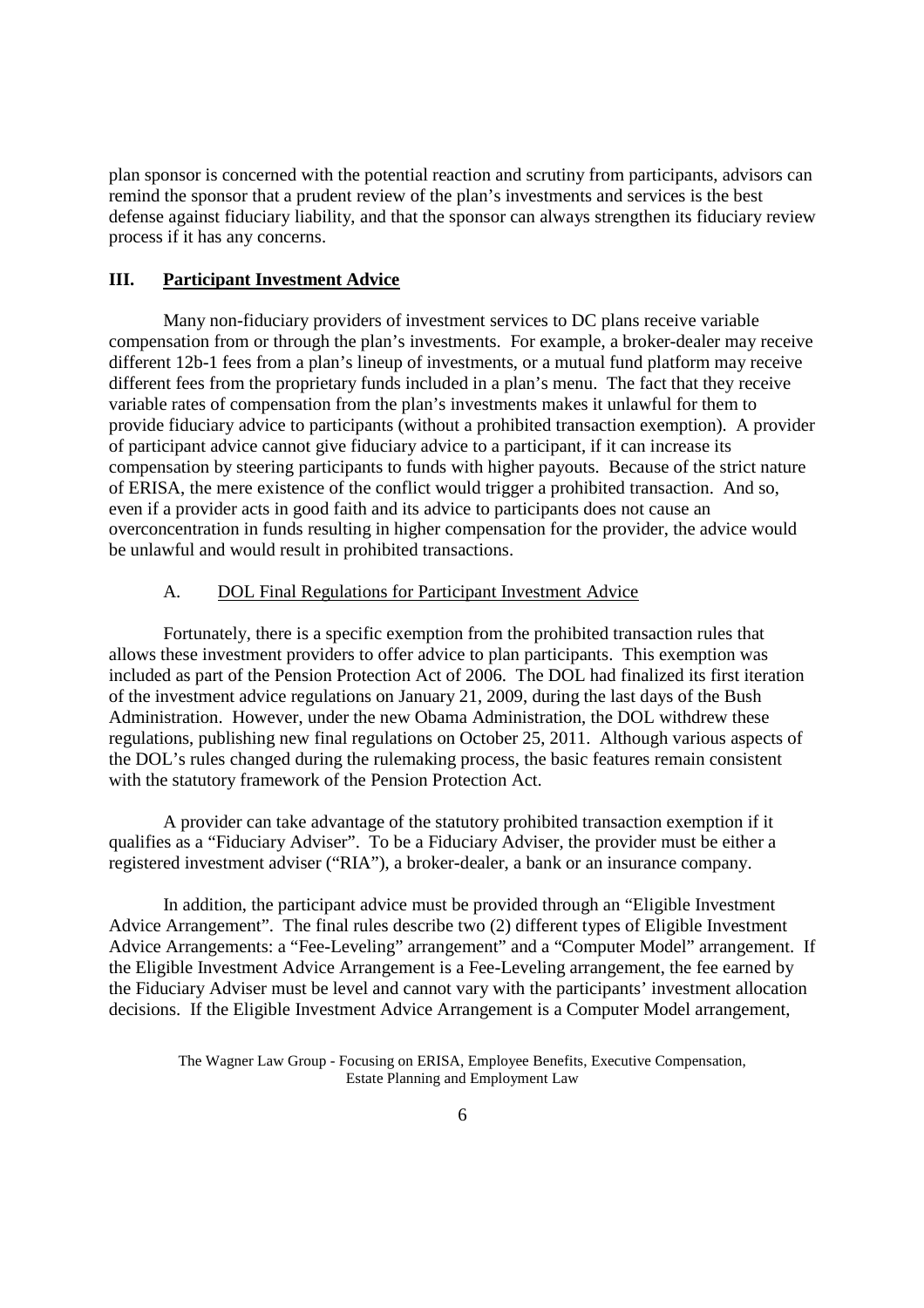plan sponsor is concerned with the potential reaction and scrutiny from participants, advisors can remind the sponsor that a prudent review of the plan's investments and services is the best defense against fiduciary liability, and that the sponsor can always strengthen its fiduciary review process if it has any concerns.

## III. Participant Investment Advice

Many non-fiduciary providers of investment services to DC plans receive variable compensation from or through the plan's investments. For example, a broker-dealer may receive different 12b-1 fees from a plan's lineup of investments, or a mutual fund platform may receive different fees from the proprietary funds included in a plan's menu. The fact that they receive variable rates of compensation from the plan's investments makes it unlawful for them to provide fiduciary advice to participants (without a prohibited transaction exemption). A provider of participant advice cannot give fiduciary advice to a participant, if it can increase its compensation by steering participants to funds with higher payouts. Because of the strict nature of ERISA, the mere existence of the conflict would trigger a prohibited transaction. And so, even if a provider acts in good faith and its advice to participants does not cause an overconcentration in funds resulting in higher compensation for the provider, the advice would be unlawful and would result in prohibited transactions.

### A. DOL Final Regulations for Participant Investment Advice

Fortunately, there is a specific exemption from the prohibited transaction rules that allows these investment providers to offer advice to plan participants. This exemption was included as part of the Pension Protection Act of 2006. The DOL had finalized its first iteration of the investment advice regulations on January 21, 2009, during the last days of the Bush Administration. However, under the new Obama Administration, the DOL withdrew these regulations, publishing new final regulations on October 25, 2011. Although various aspects of the DOL's rules changed during the rulemaking process, the basic features remain consistent with the statutory framework of the Pension Protection Act.

A provider can take advantage of the statutory prohibited transaction exemption if it qualifies as a "Fiduciary Adviser". To be a Fiduciary Adviser, the provider must be either a registered investment adviser ("RIA"), a broker-dealer, a bank or an insurance company.

In addition, the participant advice must be provided through an "Eligible Investment Advice Arrangement". The final rules describe two (2) different types of Eligible Investment Advice Arrangements: a "Fee-Leveling" arrangement" and a "Computer Model" arrangement. If the Eligible Investment Advice Arrangement is a Fee-Leveling arrangement, the fee earned by the Fiduciary Adviser must be level and cannot vary with the participants' investment allocation decisions. If the Eligible Investment Advice Arrangement is a Computer Model arrangement,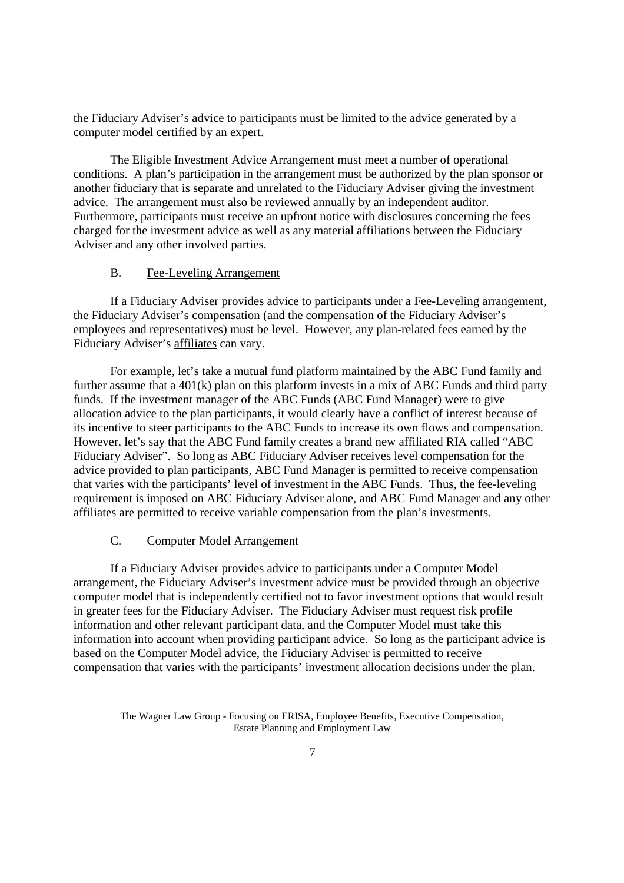the Fiduciary Adviser's advice to participants must be limited to the advice generated by a computer model certified by an expert.

The Eligible Investment Advice Arrangement must meet a number of operational conditions. A plan's participation in the arrangement must be authorized by the plan sponsor or another fiduciary that is separate and unrelated to the Fiduciary Adviser giving the investment advice. The arrangement must also be reviewed annually by an independent auditor. Furthermore, participants must receive an upfront notice with disclosures concerning the fees charged for the investment advice as well as any material affiliations between the Fiduciary Adviser and any other involved parties.

### B. Fee-Leveling Arrangement

If a Fiduciary Adviser provides advice to participants under a Fee-Leveling arrangement, the Fiduciary Adviser's compensation (and the compensation of the Fiduciary Adviser's employees and representatives) must be level. However, any plan-related fees earned by the Fiduciary Adviser's affiliates can vary.

For example, let's take a mutual fund platform maintained by the ABC Fund family and further assume that a 401(k) plan on this platform invests in a mix of ABC Funds and third party funds. If the investment manager of the ABC Funds (ABC Fund Manager) were to give allocation advice to the plan participants, it would clearly have a conflict of interest because of its incentive to steer participants to the ABC Funds to increase its own flows and compensation. However, let's say that the ABC Fund family creates a brand new affiliated RIA called "ABC Fiduciary Adviser". So long as ABC Fiduciary Adviser receives level compensation for the advice provided to plan participants, ABC Fund Manager is permitted to receive compensation that varies with the participants' level of investment in the ABC Funds. Thus, the fee-leveling requirement is imposed on ABC Fiduciary Adviser alone, and ABC Fund Manager and any other affiliates are permitted to receive variable compensation from the plan's investments.

### C. Computer Model Arrangement

If a Fiduciary Adviser provides advice to participants under a Computer Model arrangement, the Fiduciary Adviser's investment advice must be provided through an objective computer model that is independently certified not to favor investment options that would result in greater fees for the Fiduciary Adviser. The Fiduciary Adviser must request risk profile information and other relevant participant data, and the Computer Model must take this information into account when providing participant advice. So long as the participant advice is based on the Computer Model advice, the Fiduciary Adviser is permitted to receive compensation that varies with the participants' investment allocation decisions under the plan.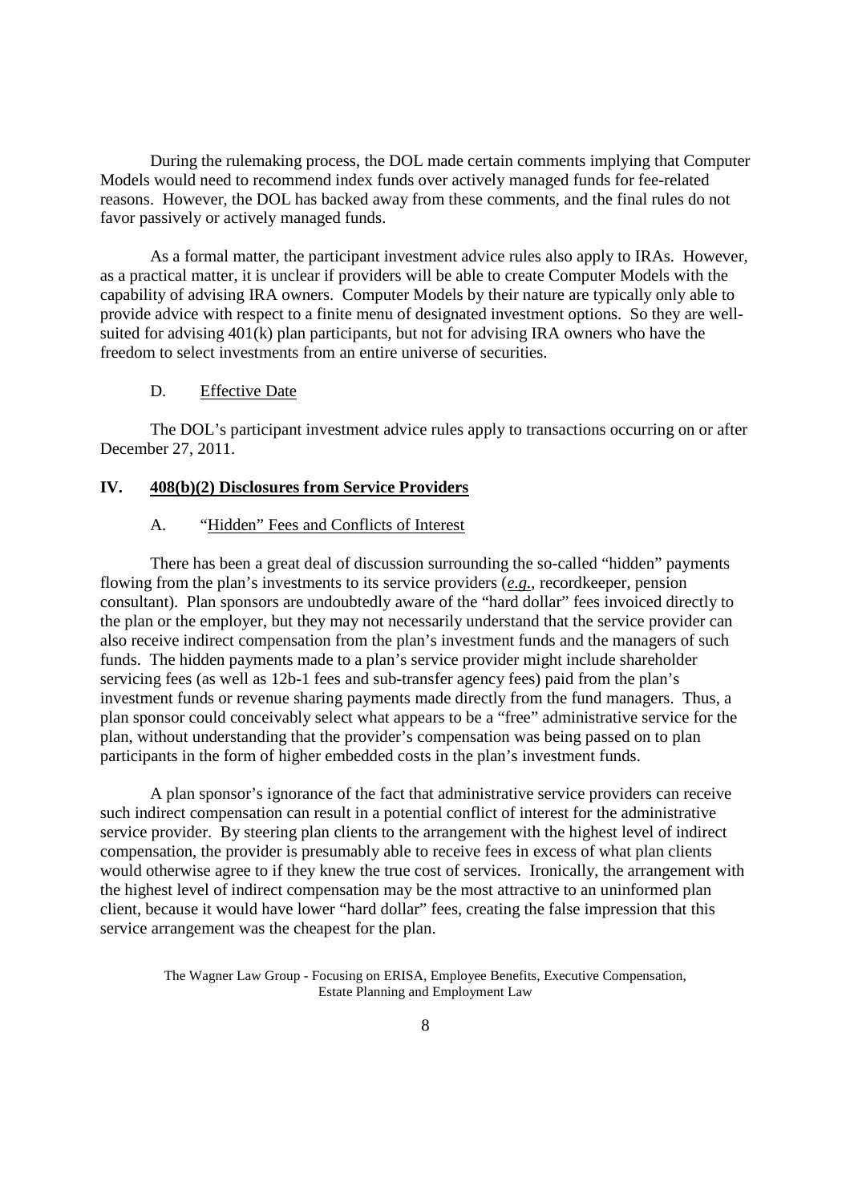During the rulemaking process, the DOL made certain comments implying that Computer Models would need to recommend index funds over actively managed funds for fee-related reasons. However, the DOL has backed away from these comments, and the final rules do not favor passively or actively managed funds.

As a formal matter, the participant investment advice rules also apply to IRAs. However, as a practical matter, it is unclear if providers will be able to create Computer Models with the capability of advising IRA owners. Computer Models by their nature are typically only able to provide advice with respect to a finite menu of designated investment options. So they are well-suited for advising 401(k) plan participants, but not for advising IRA owners who have the freedom to select investments from an entire universe of securities.

### D. Effective Date

The DOL's participant investment advice rules apply to transactions occurring on or after December 27, 2011.

## IV. 408(b)(2) Disclosures from Service Providers

### A. "Hidden" Fees and Conflicts of Interest

There has been a great deal of discussion surrounding the so-called "hidden" payments flowing from the plan's investments to its service providers (*e.g.*, recordkeeper, pension consultant). Plan sponsors are undoubtedly aware of the "hard dollar" fees invoiced directly to the plan or the employer, but they may not necessarily understand that the service provider can also receive indirect compensation from the plan's investment funds and the managers of such funds. The hidden payments made to a plan's service provider might include shareholder servicing fees (as well as 12b-1 fees and sub-transfer agency fees) paid from the plan's investment funds or revenue sharing payments made directly from the fund managers. Thus, a plan sponsor could conceivably select what appears to be a "free" administrative service for the plan, without understanding that the provider's compensation was being passed on to plan participants in the form of higher embedded costs in the plan's investment funds.

A plan sponsor's ignorance of the fact that administrative service providers can receive such indirect compensation can result in a potential conflict of interest for the administrative service provider. By steering plan clients to the arrangement with the highest level of indirect compensation, the provider is presumably able to receive fees in excess of what plan clients would otherwise agree to if they knew the true cost of services. Ironically, the arrangement with the highest level of indirect compensation may be the most attractive to an uninformed plan client, because it would have lower "hard dollar" fees, creating the false impression that this service arrangement was the cheapest for the plan.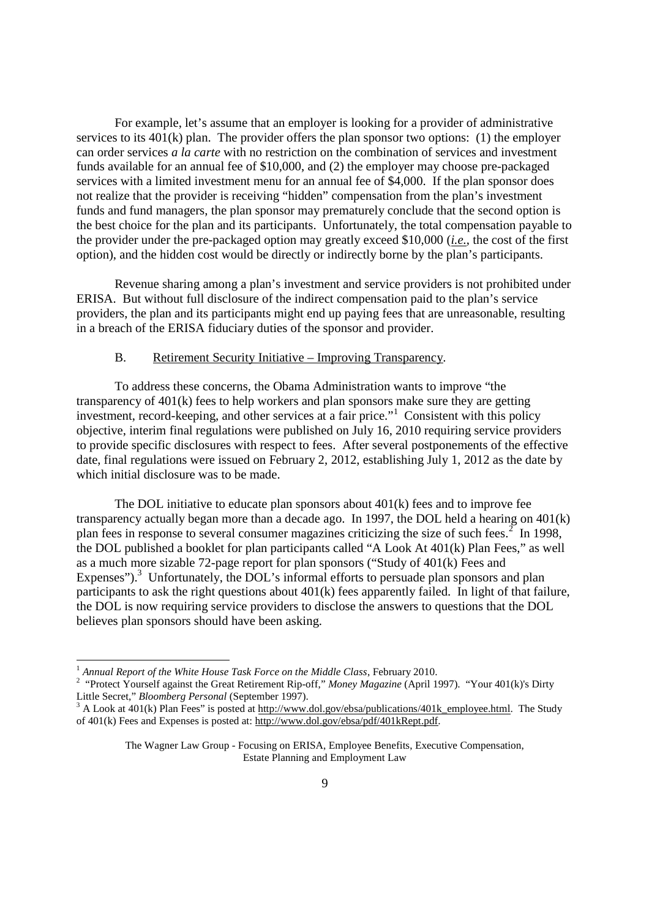For example, let's assume that an employer is looking for a provider of administrative services to its 401(k) plan. The provider offers the plan sponsor two options: (1) the employer can order services *a la carte* with no restriction on the combination of services and investment funds available for an annual fee of $10,000, and (2) the employer may choose pre-packaged services with a limited investment menu for an annual fee of $4,000. If the plan sponsor does not realize that the provider is receiving "hidden" compensation from the plan's investment funds and fund managers, the plan sponsor may prematurely conclude that the second option is the best choice for the plan and its participants. Unfortunately, the total compensation payable to the provider under the pre-packaged option may greatly exceed $10,000 (*i.e.*, the cost of the first option), and the hidden cost would be directly or indirectly borne by the plan's participants.

Revenue sharing among a plan's investment and service providers is not prohibited under ERISA. But without full disclosure of the indirect compensation paid to the plan's service providers, the plan and its participants might end up paying fees that are unreasonable, resulting in a breach of the ERISA fiduciary duties of the sponsor and provider.

B. Retirement Security Initiative – Improving Transparency.

To address these concerns, the Obama Administration wants to improve "the transparency of 401(k) fees to help workers and plan sponsors make sure they are getting investment, record-keeping, and other services at a fair price."[1] Consistent with this policy objective, interim final regulations were published on July 16, 2010 requiring service providers to provide specific disclosures with respect to fees. After several postponements of the effective date, final regulations were issued on February 2, 2012, establishing July 1, 2012 as the date by which initial disclosure was to be made.

The DOL initiative to educate plan sponsors about 401(k) fees and to improve fee transparency actually began more than a decade ago. In 1997, the DOL held a hearing on 401(k) plan fees in response to several consumer magazines criticizing the size of such fees.[2] In 1998, the DOL published a booklet for plan participants called "A Look At 401(k) Plan Fees," as well as a much more sizable 72-page report for plan sponsors ("Study of 401(k) Fees and Expenses").[3] Unfortunately, the DOL's informal efforts to persuade plan sponsors and plan participants to ask the right questions about 401(k) fees apparently failed. In light of that failure, the DOL is now requiring service providers to disclose the answers to questions that the DOL believes plan sponsors should have been asking.

---

[1] *Annual Report of the White House Task Force on the Middle Class*, February 2010.

[2] "Protect Yourself against the Great Retirement Rip-off," *Money Magazine* (April 1997). "Your 401(k)'s Dirty Little Secret," *Bloomberg Personal* (September 1997).

[3] A Look at 401(k) Plan Fees" is posted at http://www.dol.gov/ebsa/publications/401k_employee.html. The Study of 401(k) Fees and Expenses is posted at: http://www.dol.gov/ebsa/pdf/401kRept.pdf.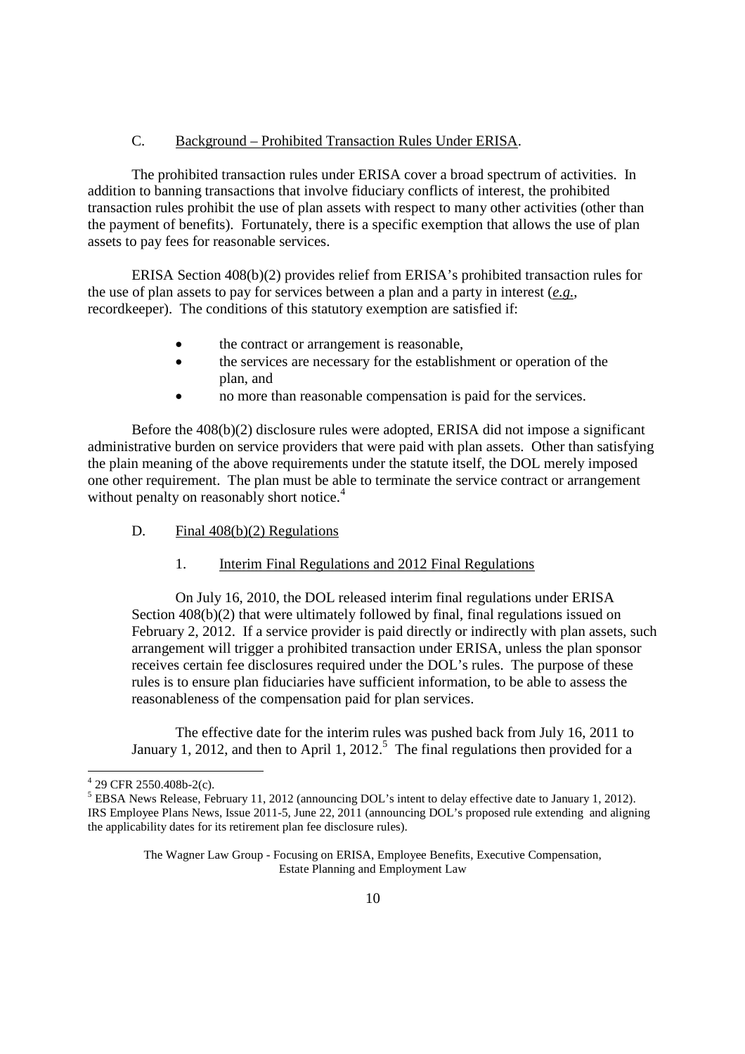C. <u>Background – Prohibited Transaction Rules Under ERISA</u>.

The prohibited transaction rules under ERISA cover a broad spectrum of activities. In addition to banning transactions that involve fiduciary conflicts of interest, the prohibited transaction rules prohibit the use of plan assets with respect to many other activities (other than the payment of benefits). Fortunately, there is a specific exemption that allows the use of plan assets to pay fees for reasonable services.

ERISA Section 408(b)(2) provides relief from ERISA's prohibited transaction rules for the use of plan assets to pay for services between a plan and a party in interest (*e.g.*, recordkeeper). The conditions of this statutory exemption are satisfied if:

- the contract or arrangement is reasonable,
- the services are necessary for the establishment or operation of the plan, and
- no more than reasonable compensation is paid for the services.

Before the 408(b)(2) disclosure rules were adopted, ERISA did not impose a significant administrative burden on service providers that were paid with plan assets. Other than satisfying the plain meaning of the above requirements under the statute itself, the DOL merely imposed one other requirement. The plan must be able to terminate the service contract or arrangement without penalty on reasonably short notice.[4]

D. <u>Final 408(b)(2) Regulations</u>

1. <u>Interim Final Regulations and 2012 Final Regulations</u>

On July 16, 2010, the DOL released interim final regulations under ERISA Section 408(b)(2) that were ultimately followed by final, final regulations issued on February 2, 2012. If a service provider is paid directly or indirectly with plan assets, such arrangement will trigger a prohibited transaction under ERISA, unless the plan sponsor receives certain fee disclosures required under the DOL's rules. The purpose of these rules is to ensure plan fiduciaries have sufficient information, to be able to assess the reasonableness of the compensation paid for plan services.

The effective date for the interim rules was pushed back from July 16, 2011 to January 1, 2012, and then to April 1, 2012.[5] The final regulations then provided for a

---

[4] 29 CFR 2550.408b-2(c).

[5] EBSA News Release, February 11, 2012 (announcing DOL's intent to delay effective date to January 1, 2012). IRS Employee Plans News, Issue 2011-5, June 22, 2011 (announcing DOL's proposed rule extending and aligning the applicability dates for its retirement plan fee disclosure rules).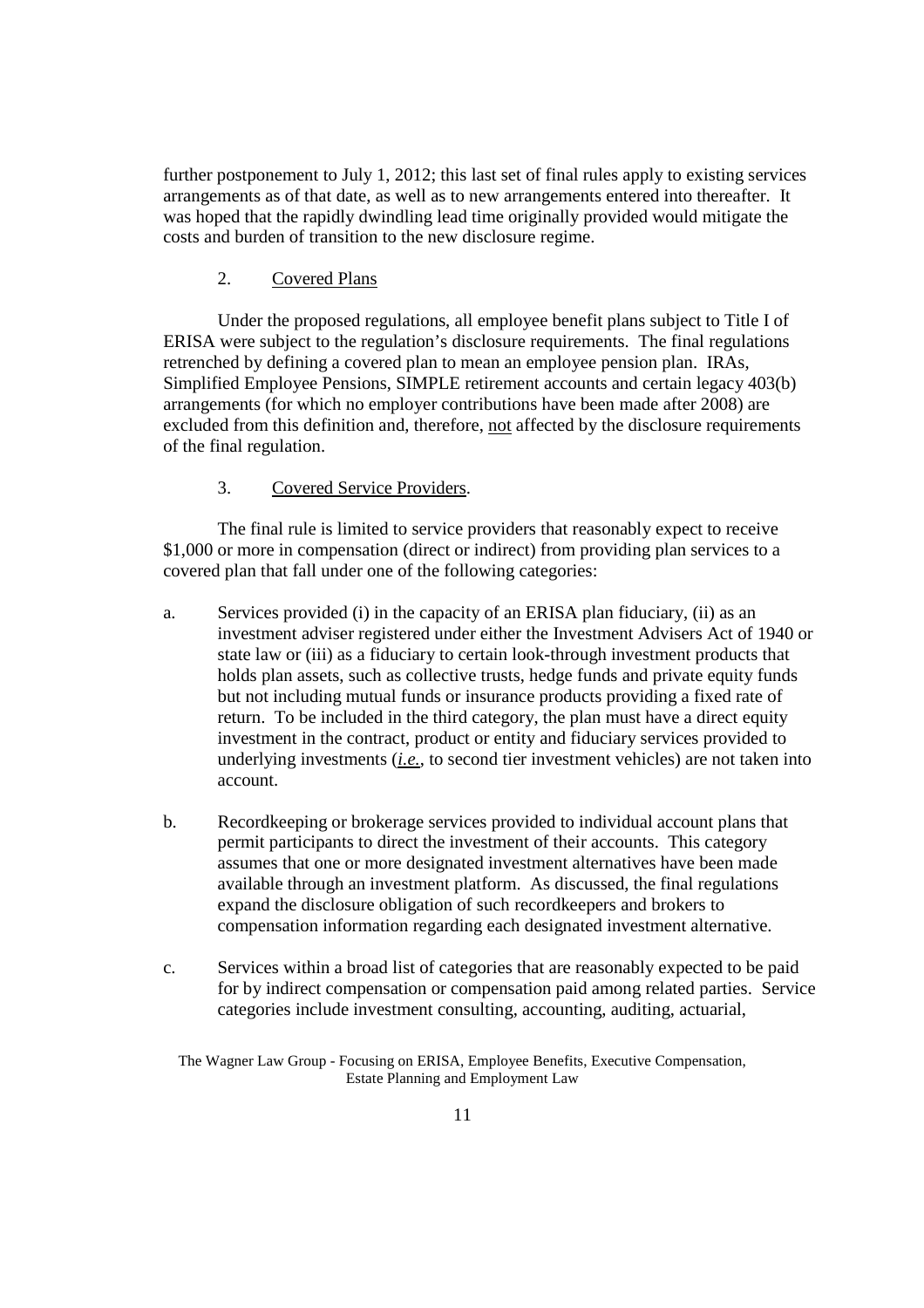further postponement to July 1, 2012; this last set of final rules apply to existing services arrangements as of that date, as well as to new arrangements entered into thereafter. It was hoped that the rapidly dwindling lead time originally provided would mitigate the costs and burden of transition to the new disclosure regime.

2. Covered Plans

Under the proposed regulations, all employee benefit plans subject to Title I of ERISA were subject to the regulation's disclosure requirements. The final regulations retrenched by defining a covered plan to mean an employee pension plan. IRAs, Simplified Employee Pensions, SIMPLE retirement accounts and certain legacy 403(b) arrangements (for which no employer contributions have been made after 2008) are excluded from this definition and, therefore, not affected by the disclosure requirements of the final regulation.

3. Covered Service Providers.

The final rule is limited to service providers that reasonably expect to receive $1,000 or more in compensation (direct or indirect) from providing plan services to a covered plan that fall under one of the following categories:

a. Services provided (i) in the capacity of an ERISA plan fiduciary, (ii) as an investment adviser registered under either the Investment Advisers Act of 1940 or state law or (iii) as a fiduciary to certain look-through investment products that holds plan assets, such as collective trusts, hedge funds and private equity funds but not including mutual funds or insurance products providing a fixed rate of return. To be included in the third category, the plan must have a direct equity investment in the contract, product or entity and fiduciary services provided to underlying investments (*i.e.*, to second tier investment vehicles) are not taken into account.

b. Recordkeeping or brokerage services provided to individual account plans that permit participants to direct the investment of their accounts. This category assumes that one or more designated investment alternatives have been made available through an investment platform. As discussed, the final regulations expand the disclosure obligation of such recordkeepers and brokers to compensation information regarding each designated investment alternative.

c. Services within a broad list of categories that are reasonably expected to be paid for by indirect compensation or compensation paid among related parties. Service categories include investment consulting, accounting, auditing, actuarial,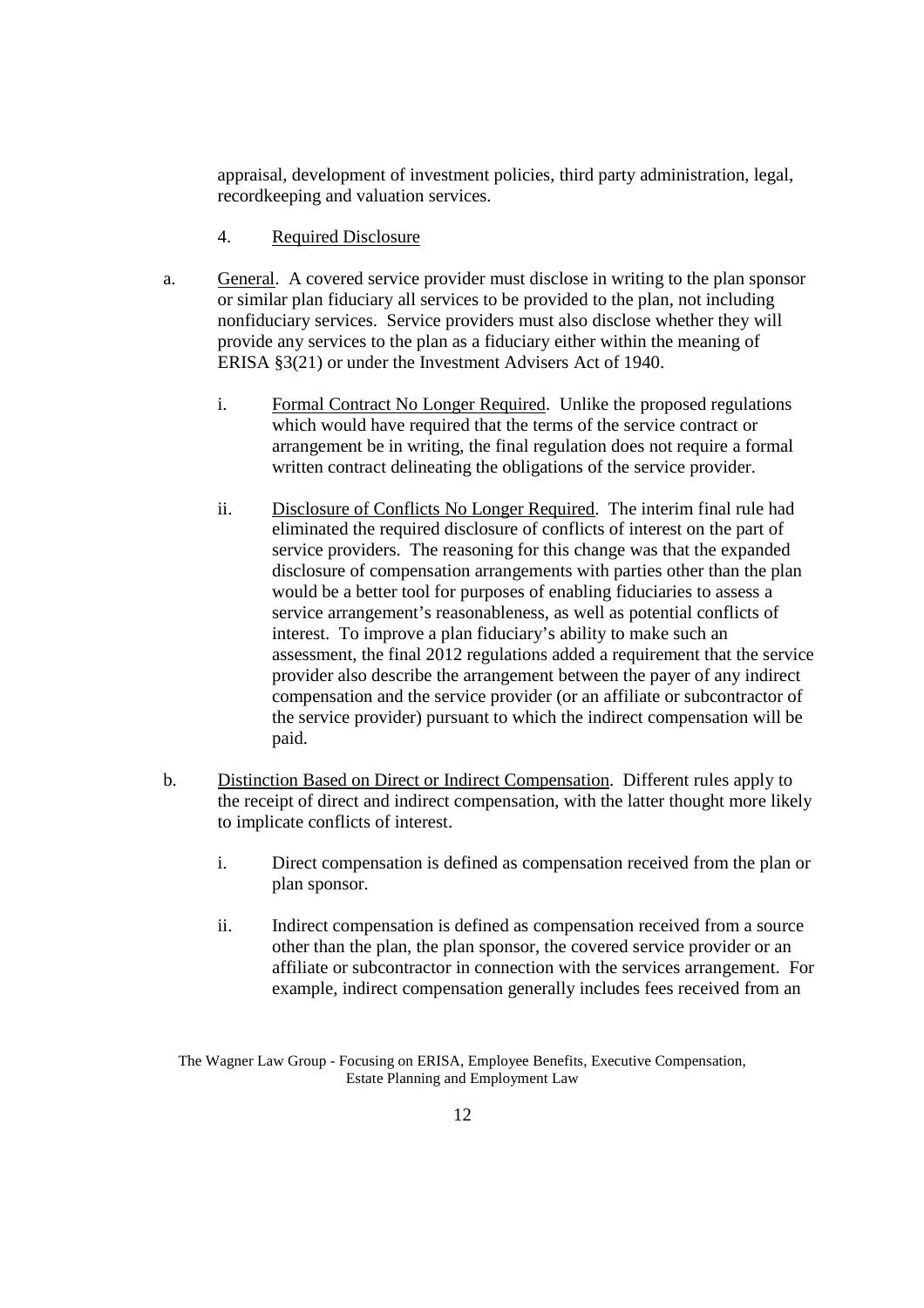appraisal, development of investment policies, third party administration, legal, recordkeeping and valuation services.

4. Required Disclosure

a. General. A covered service provider must disclose in writing to the plan sponsor or similar plan fiduciary all services to be provided to the plan, not including nonfiduciary services. Service providers must also disclose whether they will provide any services to the plan as a fiduciary either within the meaning of ERISA §3(21) or under the Investment Advisers Act of 1940.

   i. Formal Contract No Longer Required. Unlike the proposed regulations which would have required that the terms of the service contract or arrangement be in writing, the final regulation does not require a formal written contract delineating the obligations of the service provider.

   ii. Disclosure of Conflicts No Longer Required. The interim final rule had eliminated the required disclosure of conflicts of interest on the part of service providers. The reasoning for this change was that the expanded disclosure of compensation arrangements with parties other than the plan would be a better tool for purposes of enabling fiduciaries to assess a service arrangement's reasonableness, as well as potential conflicts of interest. To improve a plan fiduciary's ability to make such an assessment, the final 2012 regulations added a requirement that the service provider also describe the arrangement between the payer of any indirect compensation and the service provider (or an affiliate or subcontractor of the service provider) pursuant to which the indirect compensation will be paid.

b. Distinction Based on Direct or Indirect Compensation. Different rules apply to the receipt of direct and indirect compensation, with the latter thought more likely to implicate conflicts of interest.

   i. Direct compensation is defined as compensation received from the plan or plan sponsor.

   ii. Indirect compensation is defined as compensation received from a source other than the plan, the plan sponsor, the covered service provider or an affiliate or subcontractor in connection with the services arrangement. For example, indirect compensation generally includes fees received from an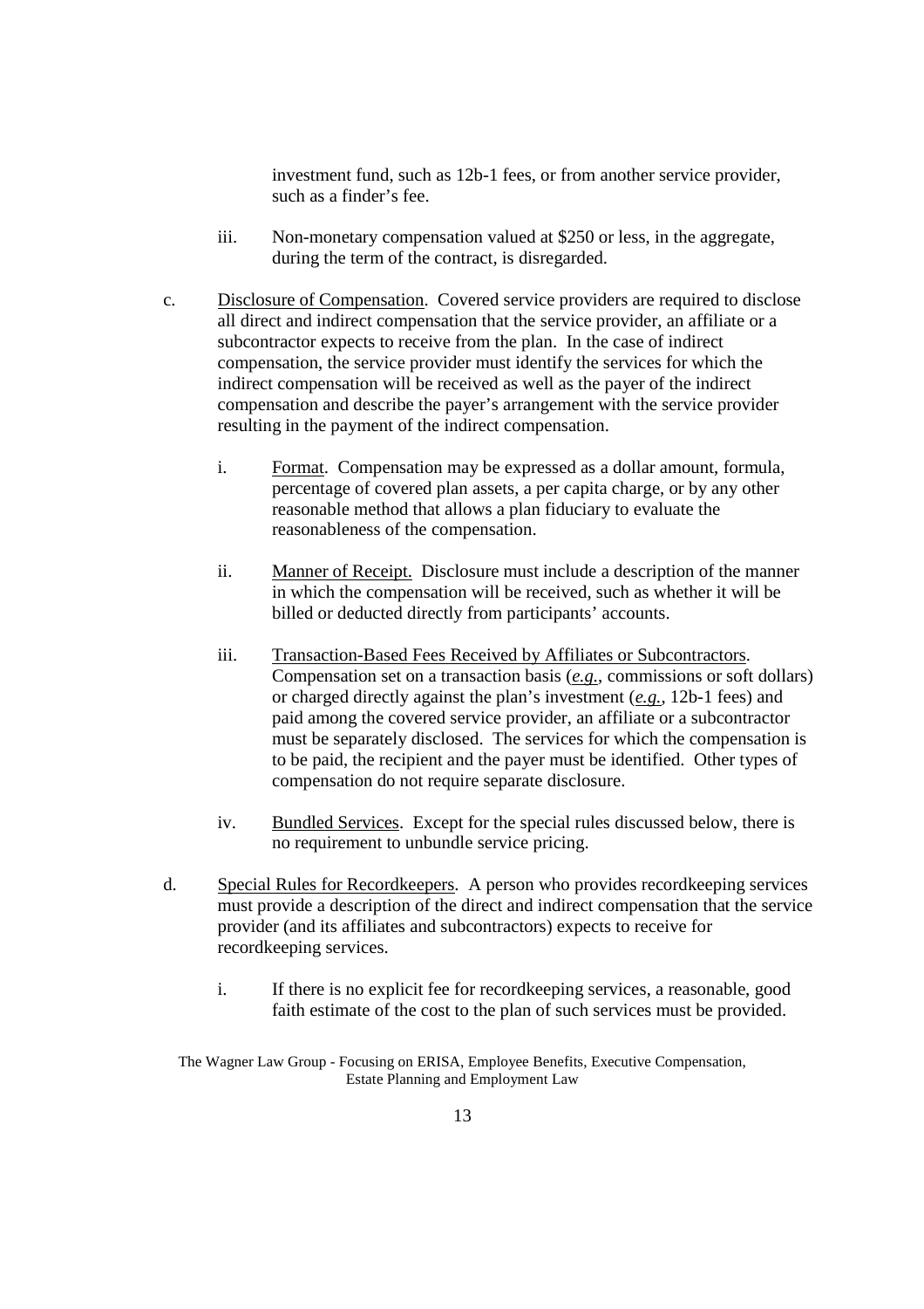investment fund, such as 12b-1 fees, or from another service provider, such as a finder's fee.

iii. Non-monetary compensation valued at $250 or less, in the aggregate, during the term of the contract, is disregarded.

c. Disclosure of Compensation. Covered service providers are required to disclose all direct and indirect compensation that the service provider, an affiliate or a subcontractor expects to receive from the plan. In the case of indirect compensation, the service provider must identify the services for which the indirect compensation will be received as well as the payer of the indirect compensation and describe the payer's arrangement with the service provider resulting in the payment of the indirect compensation.

   i. Format. Compensation may be expressed as a dollar amount, formula, percentage of covered plan assets, a per capita charge, or by any other reasonable method that allows a plan fiduciary to evaluate the reasonableness of the compensation.

   ii. Manner of Receipt. Disclosure must include a description of the manner in which the compensation will be received, such as whether it will be billed or deducted directly from participants' accounts.

   iii. Transaction-Based Fees Received by Affiliates or Subcontractors. Compensation set on a transaction basis (*e.g.*, commissions or soft dollars) or charged directly against the plan's investment (*e.g.*, 12b-1 fees) and paid among the covered service provider, an affiliate or a subcontractor must be separately disclosed. The services for which the compensation is to be paid, the recipient and the payer must be identified. Other types of compensation do not require separate disclosure.

   iv. Bundled Services. Except for the special rules discussed below, there is no requirement to unbundle service pricing.

d. Special Rules for Recordkeepers. A person who provides recordkeeping services must provide a description of the direct and indirect compensation that the service provider (and its affiliates and subcontractors) expects to receive for recordkeeping services.

   i. If there is no explicit fee for recordkeeping services, a reasonable, good faith estimate of the cost to the plan of such services must be provided.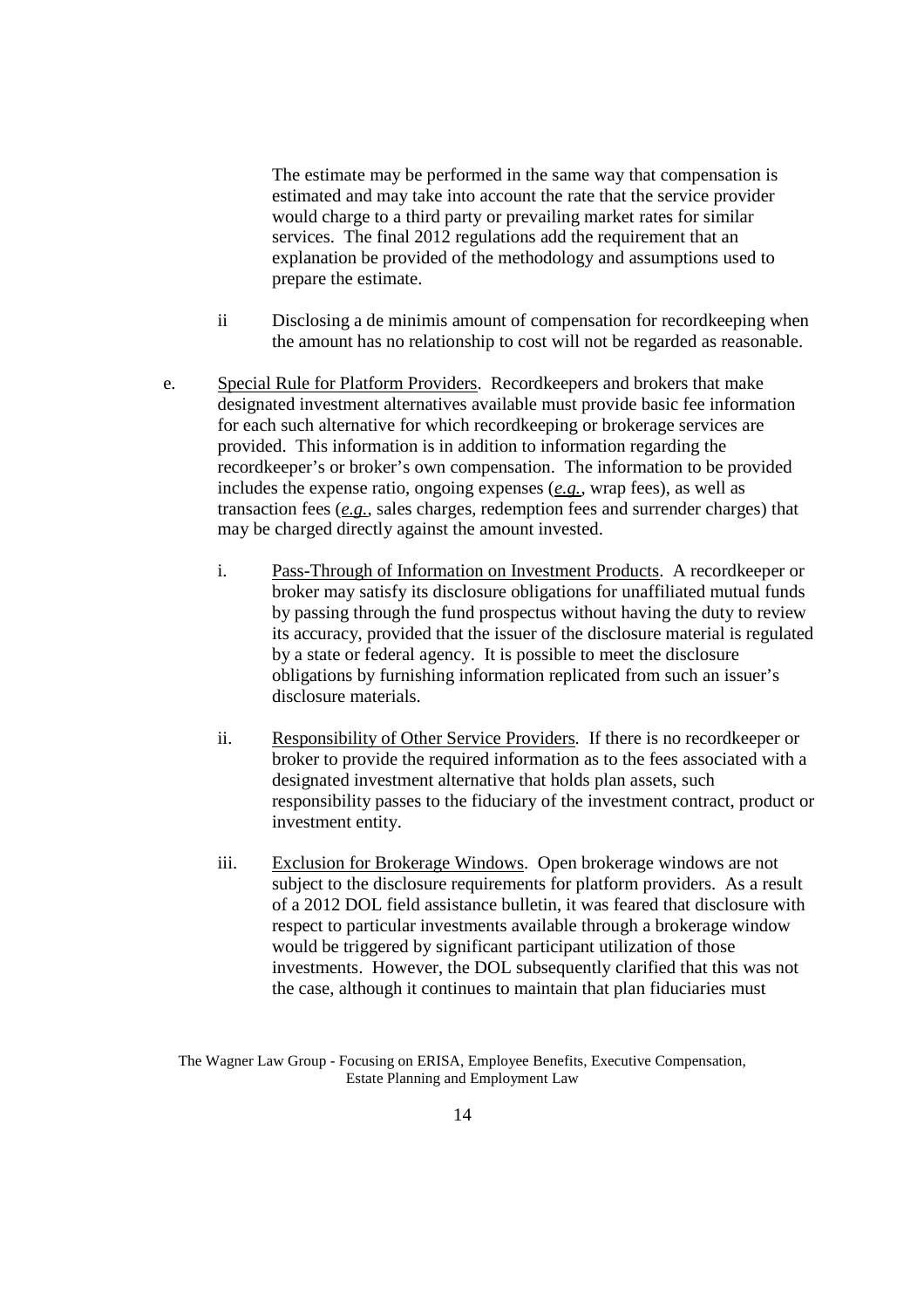The estimate may be performed in the same way that compensation is estimated and may take into account the rate that the service provider would charge to a third party or prevailing market rates for similar services. The final 2012 regulations add the requirement that an explanation be provided of the methodology and assumptions used to prepare the estimate.

ii Disclosing a de minimis amount of compensation for recordkeeping when the amount has no relationship to cost will not be regarded as reasonable.

e. Special Rule for Platform Providers. Recordkeepers and brokers that make designated investment alternatives available must provide basic fee information for each such alternative for which recordkeeping or brokerage services are provided. This information is in addition to information regarding the recordkeeper's or broker's own compensation. The information to be provided includes the expense ratio, ongoing expenses (*e.g.*, wrap fees), as well as transaction fees (*e.g.*, sales charges, redemption fees and surrender charges) that may be charged directly against the amount invested.

i. Pass-Through of Information on Investment Products. A recordkeeper or broker may satisfy its disclosure obligations for unaffiliated mutual funds by passing through the fund prospectus without having the duty to review its accuracy, provided that the issuer of the disclosure material is regulated by a state or federal agency. It is possible to meet the disclosure obligations by furnishing information replicated from such an issuer's disclosure materials.

ii. Responsibility of Other Service Providers. If there is no recordkeeper or broker to provide the required information as to the fees associated with a designated investment alternative that holds plan assets, such responsibility passes to the fiduciary of the investment contract, product or investment entity.

iii. Exclusion for Brokerage Windows. Open brokerage windows are not subject to the disclosure requirements for platform providers. As a result of a 2012 DOL field assistance bulletin, it was feared that disclosure with respect to particular investments available through a brokerage window would be triggered by significant participant utilization of those investments. However, the DOL subsequently clarified that this was not the case, although it continues to maintain that plan fiduciaries must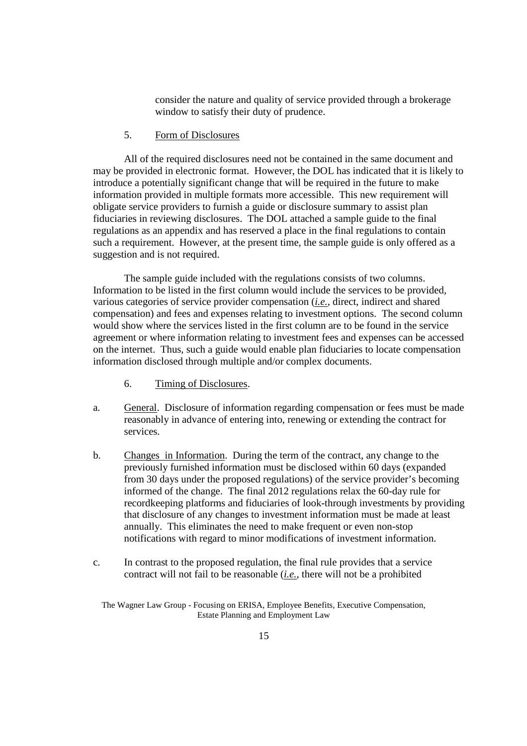consider the nature and quality of service provided through a brokerage window to satisfy their duty of prudence.

5. Form of Disclosures

All of the required disclosures need not be contained in the same document and may be provided in electronic format. However, the DOL has indicated that it is likely to introduce a potentially significant change that will be required in the future to make information provided in multiple formats more accessible. This new requirement will obligate service providers to furnish a guide or disclosure summary to assist plan fiduciaries in reviewing disclosures. The DOL attached a sample guide to the final regulations as an appendix and has reserved a place in the final regulations to contain such a requirement. However, at the present time, the sample guide is only offered as a suggestion and is not required.

The sample guide included with the regulations consists of two columns. Information to be listed in the first column would include the services to be provided, various categories of service provider compensation (*i.e.*, direct, indirect and shared compensation) and fees and expenses relating to investment options. The second column would show where the services listed in the first column are to be found in the service agreement or where information relating to investment fees and expenses can be accessed on the internet. Thus, such a guide would enable plan fiduciaries to locate compensation information disclosed through multiple and/or complex documents.

6. Timing of Disclosures.

a. General. Disclosure of information regarding compensation or fees must be made reasonably in advance of entering into, renewing or extending the contract for services.

b. Changes in Information. During the term of the contract, any change to the previously furnished information must be disclosed within 60 days (expanded from 30 days under the proposed regulations) of the service provider's becoming informed of the change. The final 2012 regulations relax the 60-day rule for recordkeeping platforms and fiduciaries of look-through investments by providing that disclosure of any changes to investment information must be made at least annually. This eliminates the need to make frequent or even non-stop notifications with regard to minor modifications of investment information.

c. In contrast to the proposed regulation, the final rule provides that a service contract will not fail to be reasonable (*i.e.*, there will not be a prohibited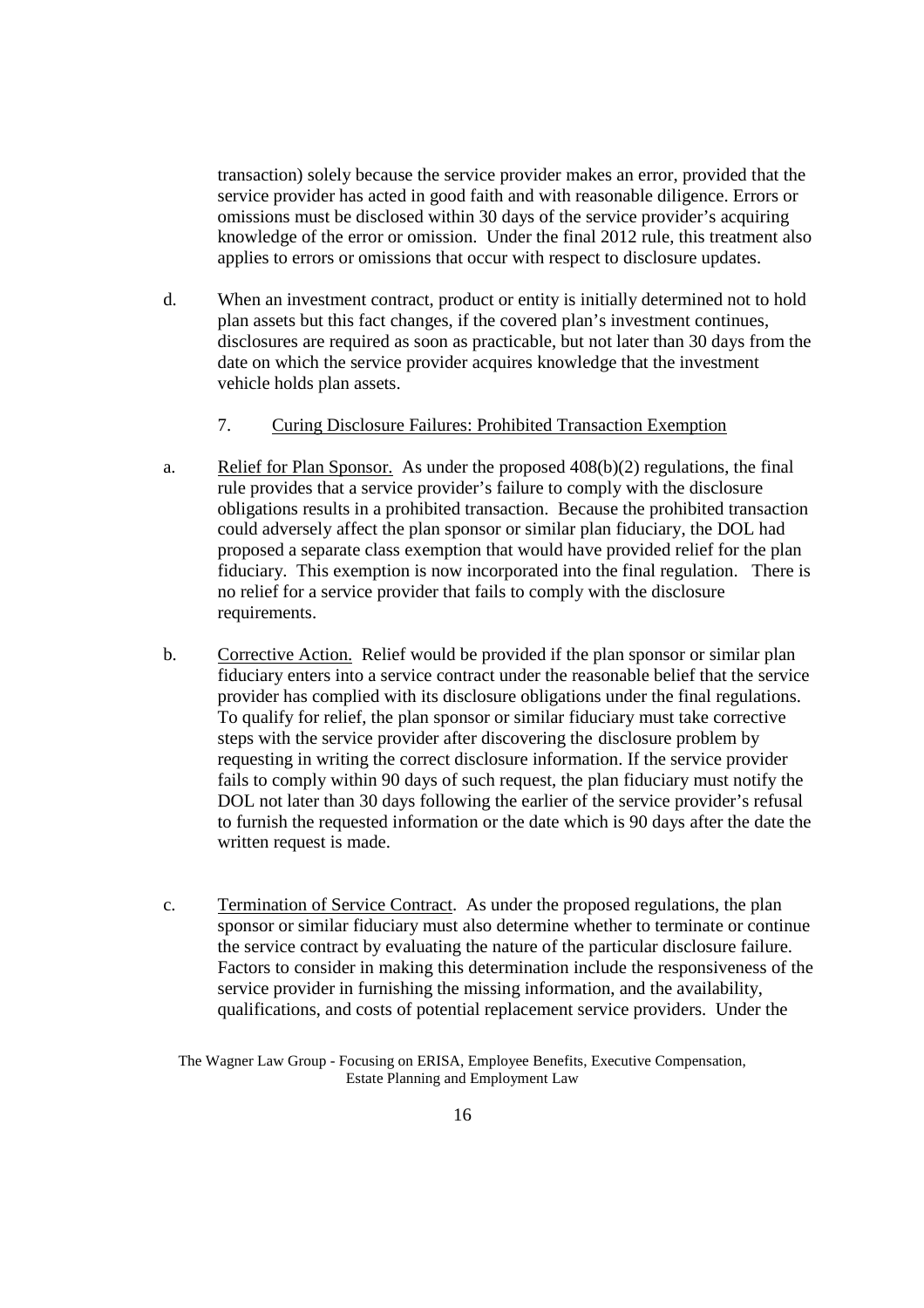transaction) solely because the service provider makes an error, provided that the service provider has acted in good faith and with reasonable diligence. Errors or omissions must be disclosed within 30 days of the service provider's acquiring knowledge of the error or omission. Under the final 2012 rule, this treatment also applies to errors or omissions that occur with respect to disclosure updates.

d. When an investment contract, product or entity is initially determined not to hold plan assets but this fact changes, if the covered plan's investment continues, disclosures are required as soon as practicable, but not later than 30 days from the date on which the service provider acquires knowledge that the investment vehicle holds plan assets.

### 7. Curing Disclosure Failures: Prohibited Transaction Exemption

a. Relief for Plan Sponsor. As under the proposed 408(b)(2) regulations, the final rule provides that a service provider's failure to comply with the disclosure obligations results in a prohibited transaction. Because the prohibited transaction could adversely affect the plan sponsor or similar plan fiduciary, the DOL had proposed a separate class exemption that would have provided relief for the plan fiduciary. This exemption is now incorporated into the final regulation. There is no relief for a service provider that fails to comply with the disclosure requirements.

b. Corrective Action. Relief would be provided if the plan sponsor or similar plan fiduciary enters into a service contract under the reasonable belief that the service provider has complied with its disclosure obligations under the final regulations. To qualify for relief, the plan sponsor or similar fiduciary must take corrective steps with the service provider after discovering the disclosure problem by requesting in writing the correct disclosure information. If the service provider fails to comply within 90 days of such request, the plan fiduciary must notify the DOL not later than 30 days following the earlier of the service provider's refusal to furnish the requested information or the date which is 90 days after the date the written request is made.

c. Termination of Service Contract. As under the proposed regulations, the plan sponsor or similar fiduciary must also determine whether to terminate or continue the service contract by evaluating the nature of the particular disclosure failure. Factors to consider in making this determination include the responsiveness of the service provider in furnishing the missing information, and the availability, qualifications, and costs of potential replacement service providers. Under the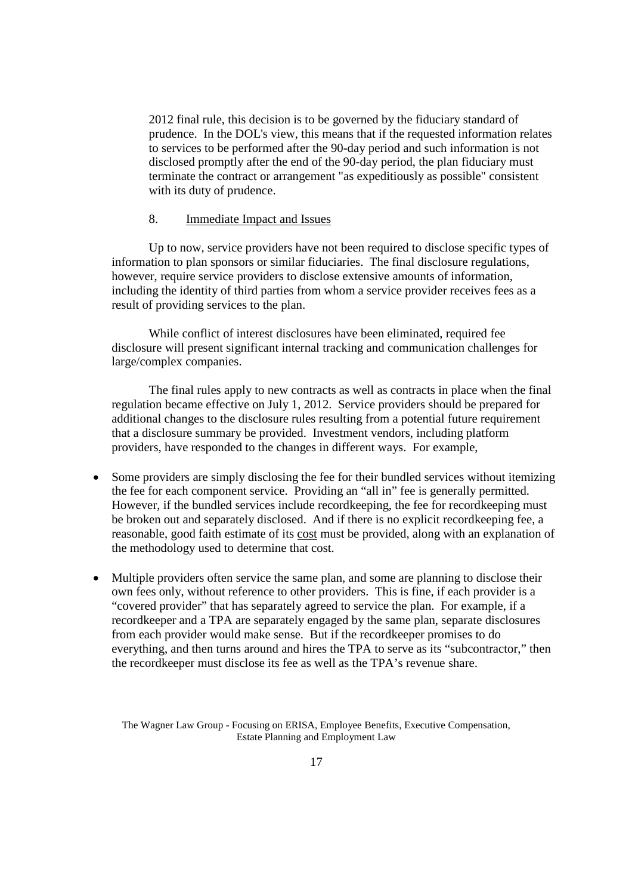2012 final rule, this decision is to be governed by the fiduciary standard of prudence. In the DOL's view, this means that if the requested information relates to services to be performed after the 90-day period and such information is not disclosed promptly after the end of the 90-day period, the plan fiduciary must terminate the contract or arrangement "as expeditiously as possible" consistent with its duty of prudence.

8. Immediate Impact and Issues

Up to now, service providers have not been required to disclose specific types of information to plan sponsors or similar fiduciaries. The final disclosure regulations, however, require service providers to disclose extensive amounts of information, including the identity of third parties from whom a service provider receives fees as a result of providing services to the plan.

While conflict of interest disclosures have been eliminated, required fee disclosure will present significant internal tracking and communication challenges for large/complex companies.

The final rules apply to new contracts as well as contracts in place when the final regulation became effective on July 1, 2012. Service providers should be prepared for additional changes to the disclosure rules resulting from a potential future requirement that a disclosure summary be provided. Investment vendors, including platform providers, have responded to the changes in different ways. For example,

- Some providers are simply disclosing the fee for their bundled services without itemizing the fee for each component service. Providing an "all in" fee is generally permitted. However, if the bundled services include recordkeeping, the fee for recordkeeping must be broken out and separately disclosed. And if there is no explicit recordkeeping fee, a reasonable, good faith estimate of its cost must be provided, along with an explanation of the methodology used to determine that cost.
- Multiple providers often service the same plan, and some are planning to disclose their own fees only, without reference to other providers. This is fine, if each provider is a "covered provider" that has separately agreed to service the plan. For example, if a recordkeeper and a TPA are separately engaged by the same plan, separate disclosures from each provider would make sense. But if the recordkeeper promises to do everything, and then turns around and hires the TPA to serve as its "subcontractor," then the recordkeeper must disclose its fee as well as the TPA's revenue share.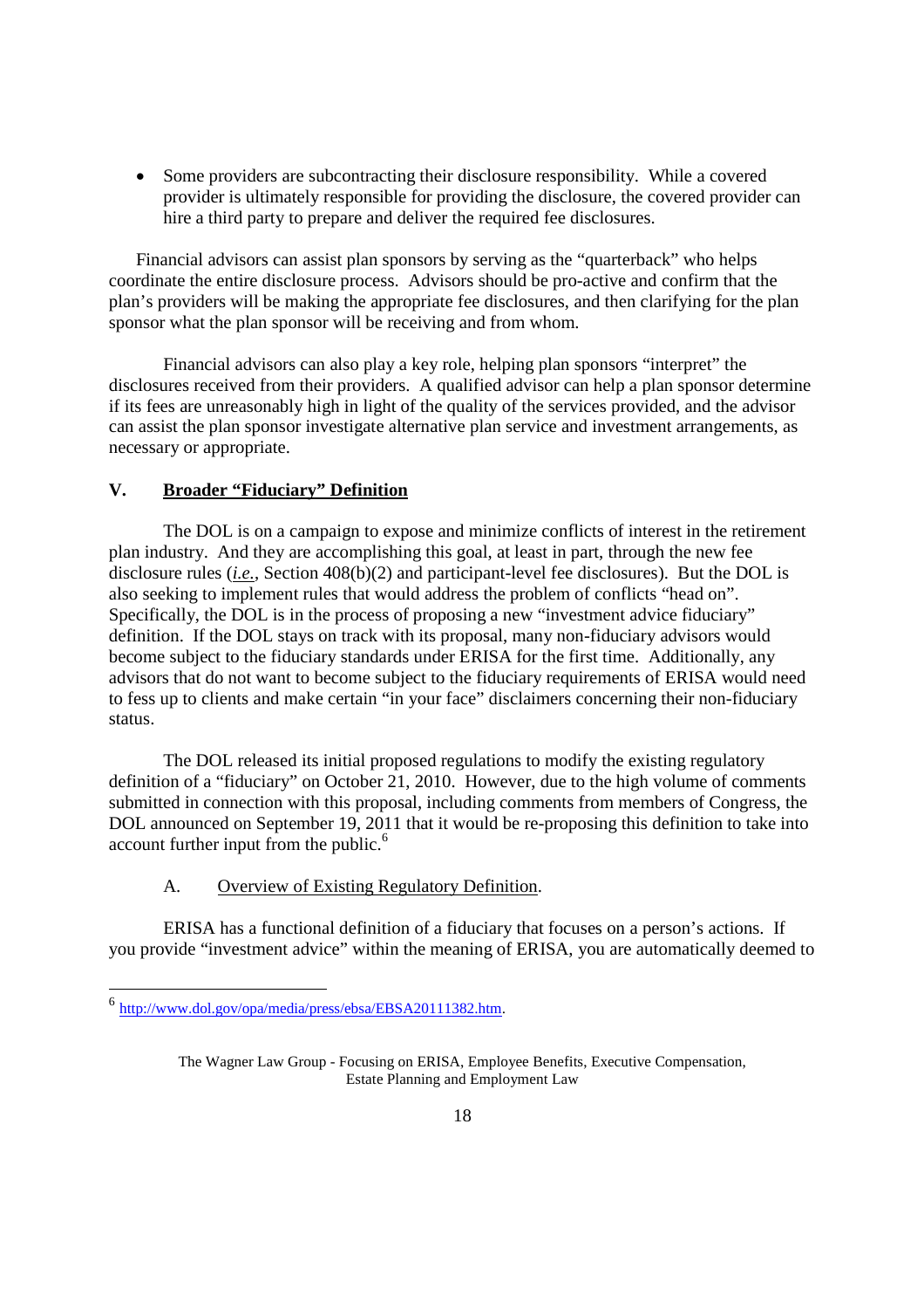- Some providers are subcontracting their disclosure responsibility. While a covered provider is ultimately responsible for providing the disclosure, the covered provider can hire a third party to prepare and deliver the required fee disclosures.

Financial advisors can assist plan sponsors by serving as the "quarterback" who helps coordinate the entire disclosure process. Advisors should be pro-active and confirm that the plan's providers will be making the appropriate fee disclosures, and then clarifying for the plan sponsor what the plan sponsor will be receiving and from whom.

Financial advisors can also play a key role, helping plan sponsors "interpret" the disclosures received from their providers. A qualified advisor can help a plan sponsor determine if its fees are unreasonably high in light of the quality of the services provided, and the advisor can assist the plan sponsor investigate alternative plan service and investment arrangements, as necessary or appropriate.

## V. Broader "Fiduciary" Definition

The DOL is on a campaign to expose and minimize conflicts of interest in the retirement plan industry. And they are accomplishing this goal, at least in part, through the new fee disclosure rules (*i.e.*, Section 408(b)(2) and participant-level fee disclosures). But the DOL is also seeking to implement rules that would address the problem of conflicts "head on". Specifically, the DOL is in the process of proposing a new "investment advice fiduciary" definition. If the DOL stays on track with its proposal, many non-fiduciary advisors would become subject to the fiduciary standards under ERISA for the first time. Additionally, any advisors that do not want to become subject to the fiduciary requirements of ERISA would need to fess up to clients and make certain "in your face" disclaimers concerning their non-fiduciary status.

The DOL released its initial proposed regulations to modify the existing regulatory definition of a "fiduciary" on October 21, 2010. However, due to the high volume of comments submitted in connection with this proposal, including comments from members of Congress, the DOL announced on September 19, 2011 that it would be re-proposing this definition to take into account further input from the public.[6]

### A. Overview of Existing Regulatory Definition.

ERISA has a functional definition of a fiduciary that focuses on a person's actions. If you provide "investment advice" within the meaning of ERISA, you are automatically deemed to

---

[6] http://www.dol.gov/opa/media/press/ebsa/EBSA20111382.htm.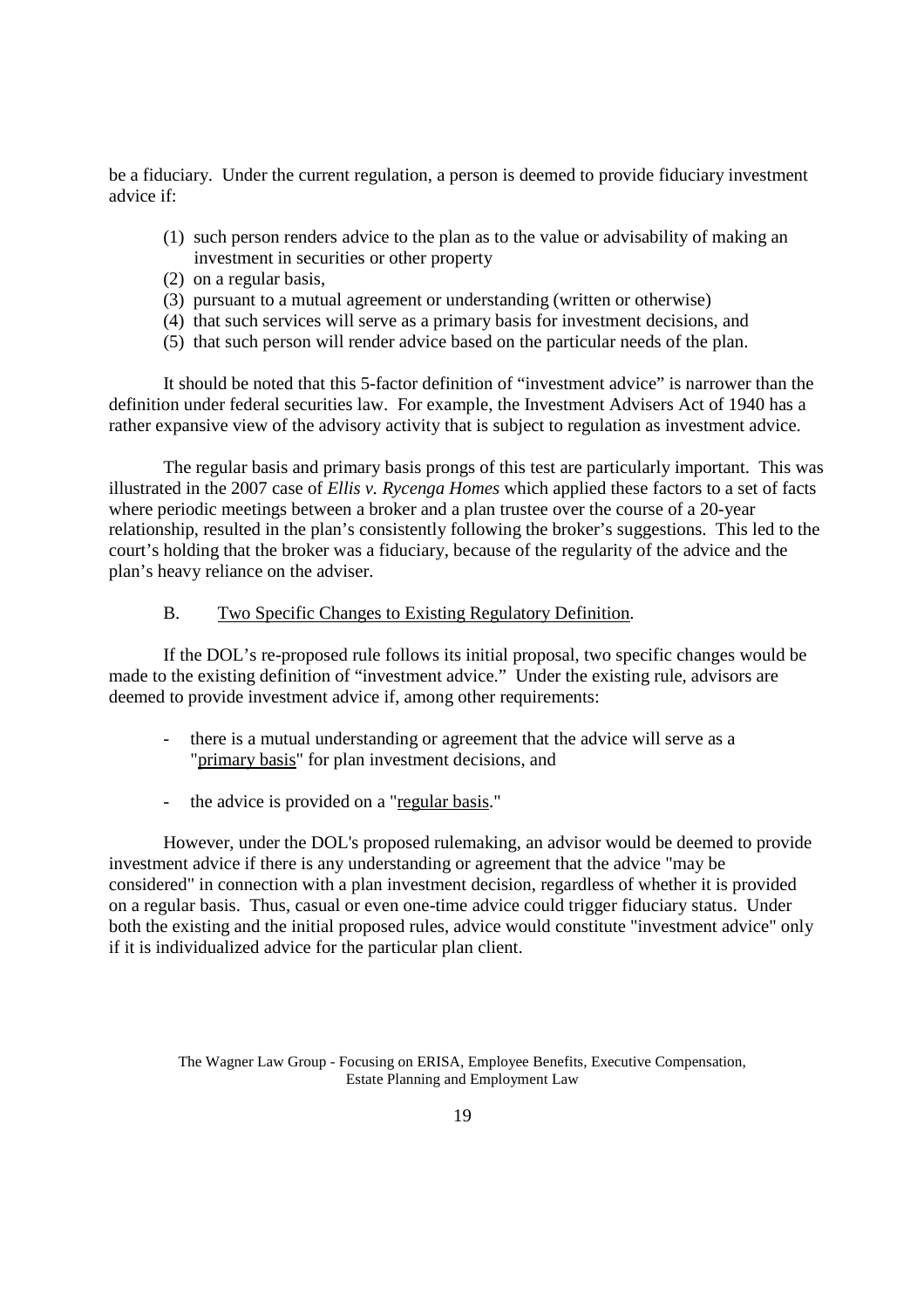be a fiduciary. Under the current regulation, a person is deemed to provide fiduciary investment advice if:

(1) such person renders advice to the plan as to the value or advisability of making an investment in securities or other property
(2) on a regular basis,
(3) pursuant to a mutual agreement or understanding (written or otherwise)
(4) that such services will serve as a primary basis for investment decisions, and
(5) that such person will render advice based on the particular needs of the plan.

It should be noted that this 5-factor definition of "investment advice" is narrower than the definition under federal securities law. For example, the Investment Advisers Act of 1940 has a rather expansive view of the advisory activity that is subject to regulation as investment advice.

The regular basis and primary basis prongs of this test are particularly important. This was illustrated in the 2007 case of *Ellis v. Rycenga Homes* which applied these factors to a set of facts where periodic meetings between a broker and a plan trustee over the course of a 20-year relationship, resulted in the plan's consistently following the broker's suggestions. This led to the court's holding that the broker was a fiduciary, because of the regularity of the advice and the plan's heavy reliance on the adviser.

B. Two Specific Changes to Existing Regulatory Definition.

If the DOL's re-proposed rule follows its initial proposal, two specific changes would be made to the existing definition of "investment advice." Under the existing rule, advisors are deemed to provide investment advice if, among other requirements:

- there is a mutual understanding or agreement that the advice will serve as a "primary basis" for plan investment decisions, and

- the advice is provided on a "regular basis."

However, under the DOL's proposed rulemaking, an advisor would be deemed to provide investment advice if there is any understanding or agreement that the advice "may be considered" in connection with a plan investment decision, regardless of whether it is provided on a regular basis. Thus, casual or even one-time advice could trigger fiduciary status. Under both the existing and the initial proposed rules, advice would constitute "investment advice" only if it is individualized advice for the particular plan client.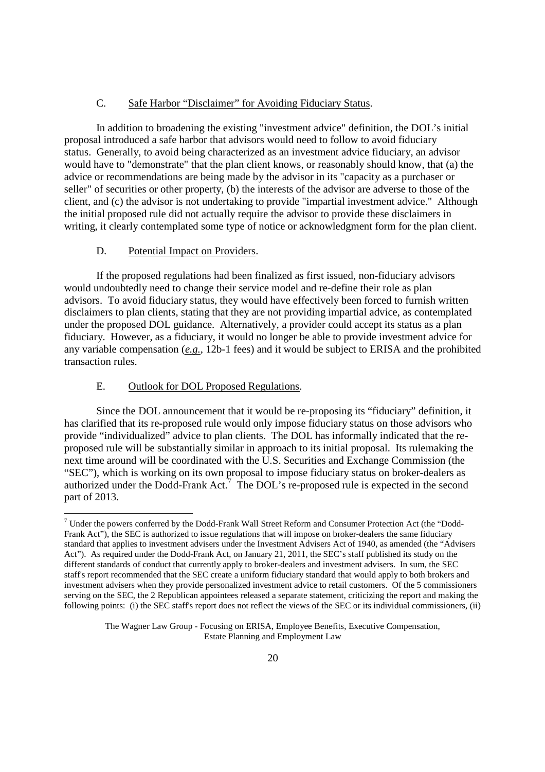### C. Safe Harbor "Disclaimer" for Avoiding Fiduciary Status.

In addition to broadening the existing "investment advice" definition, the DOL's initial proposal introduced a safe harbor that advisors would need to follow to avoid fiduciary status. Generally, to avoid being characterized as an investment advice fiduciary, an advisor would have to "demonstrate" that the plan client knows, or reasonably should know, that (a) the advice or recommendations are being made by the advisor in its "capacity as a purchaser or seller" of securities or other property, (b) the interests of the advisor are adverse to those of the client, and (c) the advisor is not undertaking to provide "impartial investment advice." Although the initial proposed rule did not actually require the advisor to provide these disclaimers in writing, it clearly contemplated some type of notice or acknowledgment form for the plan client.

### D. Potential Impact on Providers.

If the proposed regulations had been finalized as first issued, non-fiduciary advisors would undoubtedly need to change their service model and re-define their role as plan advisors. To avoid fiduciary status, they would have effectively been forced to furnish written disclaimers to plan clients, stating that they are not providing impartial advice, as contemplated under the proposed DOL guidance. Alternatively, a provider could accept its status as a plan fiduciary. However, as a fiduciary, it would no longer be able to provide investment advice for any variable compensation (*e.g.*, 12b-1 fees) and it would be subject to ERISA and the prohibited transaction rules.

### E. Outlook for DOL Proposed Regulations.

Since the DOL announcement that it would be re-proposing its "fiduciary" definition, it has clarified that its re-proposed rule would only impose fiduciary status on those advisors who provide "individualized" advice to plan clients. The DOL has informally indicated that the re-proposed rule will be substantially similar in approach to its initial proposal. Its rulemaking the next time around will be coordinated with the U.S. Securities and Exchange Commission (the "SEC"), which is working on its own proposal to impose fiduciary status on broker-dealers as authorized under the Dodd-Frank Act.[7] The DOL's re-proposed rule is expected in the second part of 2013.

---

[7] Under the powers conferred by the Dodd-Frank Wall Street Reform and Consumer Protection Act (the "Dodd-Frank Act"), the SEC is authorized to issue regulations that will impose on broker-dealers the same fiduciary standard that applies to investment advisers under the Investment Advisers Act of 1940, as amended (the "Advisers Act"). As required under the Dodd-Frank Act, on January 21, 2011, the SEC's staff published its study on the different standards of conduct that currently apply to broker-dealers and investment advisers. In sum, the SEC staff's report recommended that the SEC create a uniform fiduciary standard that would apply to both brokers and investment advisers when they provide personalized investment advice to retail customers. Of the 5 commissioners serving on the SEC, the 2 Republican appointees released a separate statement, criticizing the report and making the following points: (i) the SEC staff's report does not reflect the views of the SEC or its individual commissioners, (ii)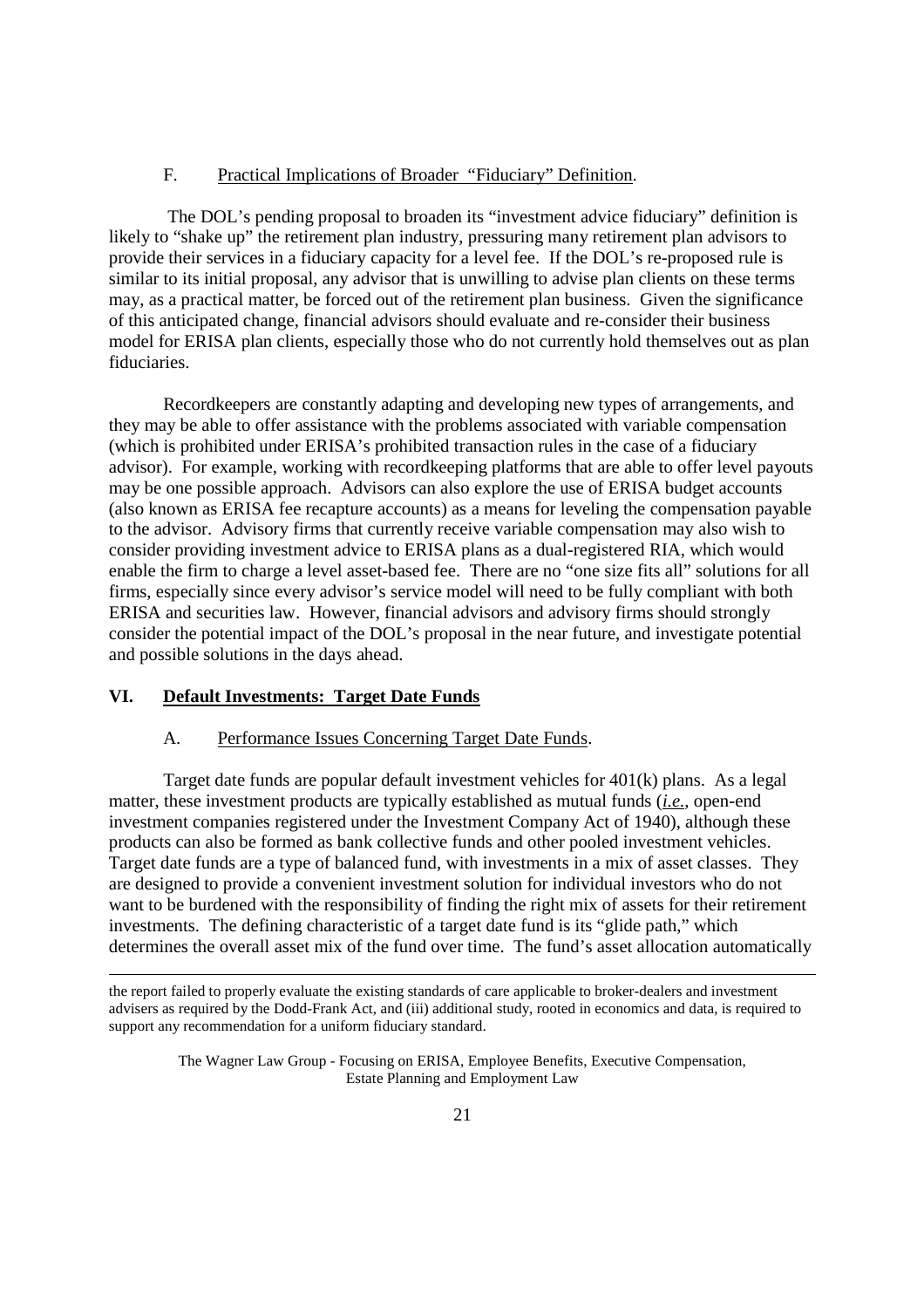### F. Practical Implications of Broader "Fiduciary" Definition.

The DOL's pending proposal to broaden its "investment advice fiduciary" definition is likely to "shake up" the retirement plan industry, pressuring many retirement plan advisors to provide their services in a fiduciary capacity for a level fee. If the DOL's re-proposed rule is similar to its initial proposal, any advisor that is unwilling to advise plan clients on these terms may, as a practical matter, be forced out of the retirement plan business. Given the significance of this anticipated change, financial advisors should evaluate and re-consider their business model for ERISA plan clients, especially those who do not currently hold themselves out as plan fiduciaries.

Recordkeepers are constantly adapting and developing new types of arrangements, and they may be able to offer assistance with the problems associated with variable compensation (which is prohibited under ERISA's prohibited transaction rules in the case of a fiduciary advisor). For example, working with recordkeeping platforms that are able to offer level payouts may be one possible approach. Advisors can also explore the use of ERISA budget accounts (also known as ERISA fee recapture accounts) as a means for leveling the compensation payable to the advisor. Advisory firms that currently receive variable compensation may also wish to consider providing investment advice to ERISA plans as a dual-registered RIA, which would enable the firm to charge a level asset-based fee. There are no "one size fits all" solutions for all firms, especially since every advisor's service model will need to be fully compliant with both ERISA and securities law. However, financial advisors and advisory firms should strongly consider the potential impact of the DOL's proposal in the near future, and investigate potential and possible solutions in the days ahead.

## VI. Default Investments: Target Date Funds

### A. Performance Issues Concerning Target Date Funds.

Target date funds are popular default investment vehicles for 401(k) plans. As a legal matter, these investment products are typically established as mutual funds (*i.e.*, open-end investment companies registered under the Investment Company Act of 1940), although these products can also be formed as bank collective funds and other pooled investment vehicles. Target date funds are a type of balanced fund, with investments in a mix of asset classes. They are designed to provide a convenient investment solution for individual investors who do not want to be burdened with the responsibility of finding the right mix of assets for their retirement investments. The defining characteristic of a target date fund is its "glide path," which determines the overall asset mix of the fund over time. The fund's asset allocation automatically

---

the report failed to properly evaluate the existing standards of care applicable to broker-dealers and investment advisers as required by the Dodd-Frank Act, and (iii) additional study, rooted in economics and data, is required to support any recommendation for a uniform fiduciary standard.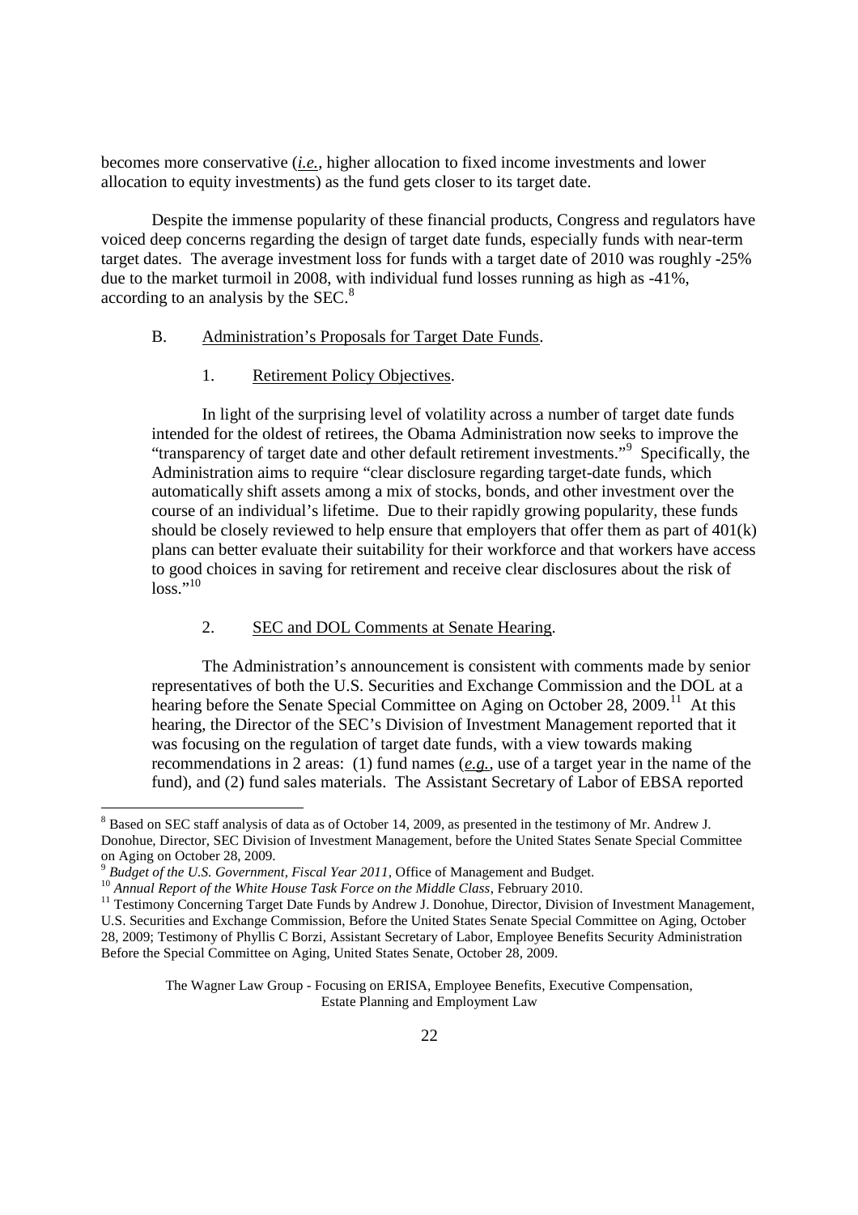becomes more conservative (*i.e.*, higher allocation to fixed income investments and lower allocation to equity investments) as the fund gets closer to its target date.

Despite the immense popularity of these financial products, Congress and regulators have voiced deep concerns regarding the design of target date funds, especially funds with near-term target dates. The average investment loss for funds with a target date of 2010 was roughly -25% due to the market turmoil in 2008, with individual fund losses running as high as -41%, according to an analysis by the SEC.[8]

B. Administration's Proposals for Target Date Funds.

1. Retirement Policy Objectives.

In light of the surprising level of volatility across a number of target date funds intended for the oldest of retirees, the Obama Administration now seeks to improve the "transparency of target date and other default retirement investments."[9] Specifically, the Administration aims to require "clear disclosure regarding target-date funds, which automatically shift assets among a mix of stocks, bonds, and other investment over the course of an individual's lifetime. Due to their rapidly growing popularity, these funds should be closely reviewed to help ensure that employers that offer them as part of 401(k) plans can better evaluate their suitability for their workforce and that workers have access to good choices in saving for retirement and receive clear disclosures about the risk of loss."[10]

2. SEC and DOL Comments at Senate Hearing.

The Administration's announcement is consistent with comments made by senior representatives of both the U.S. Securities and Exchange Commission and the DOL at a hearing before the Senate Special Committee on Aging on October 28, 2009.[11] At this hearing, the Director of the SEC's Division of Investment Management reported that it was focusing on the regulation of target date funds, with a view towards making recommendations in 2 areas: (1) fund names (*e.g.*, use of a target year in the name of the fund), and (2) fund sales materials. The Assistant Secretary of Labor of EBSA reported

---

[8] Based on SEC staff analysis of data as of October 14, 2009, as presented in the testimony of Mr. Andrew J. Donohue, Director, SEC Division of Investment Management, before the United States Senate Special Committee on Aging on October 28, 2009.

[9] *Budget of the U.S. Government, Fiscal Year 2011,* Office of Management and Budget.

[10] *Annual Report of the White House Task Force on the Middle Class*, February 2010.

[11] Testimony Concerning Target Date Funds by Andrew J. Donohue, Director, Division of Investment Management, U.S. Securities and Exchange Commission, Before the United States Senate Special Committee on Aging, October 28, 2009; Testimony of Phyllis C Borzi, Assistant Secretary of Labor, Employee Benefits Security Administration Before the Special Committee on Aging, United States Senate, October 28, 2009.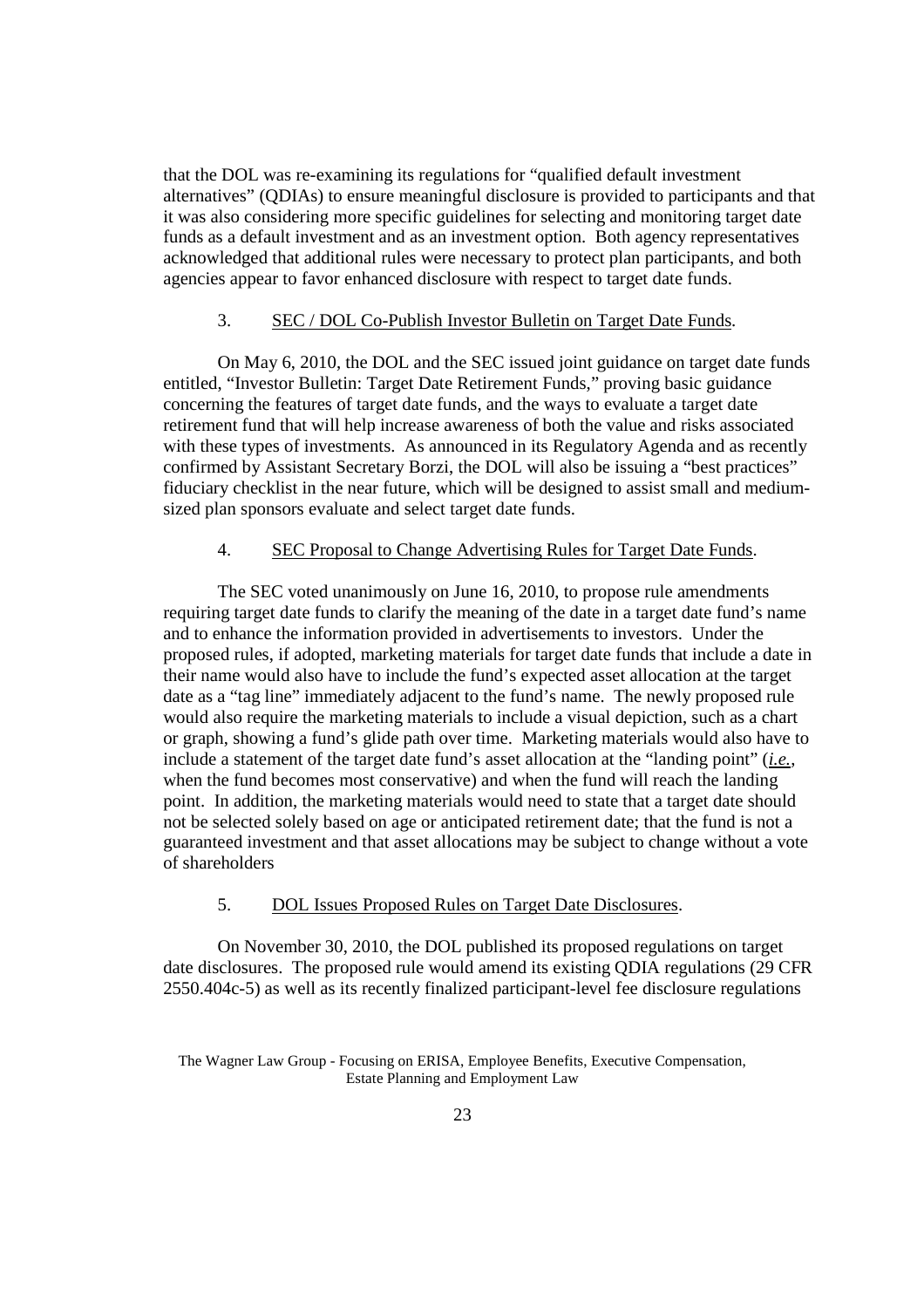that the DOL was re-examining its regulations for "qualified default investment alternatives" (QDIAs) to ensure meaningful disclosure is provided to participants and that it was also considering more specific guidelines for selecting and monitoring target date funds as a default investment and as an investment option. Both agency representatives acknowledged that additional rules were necessary to protect plan participants, and both agencies appear to favor enhanced disclosure with respect to target date funds.

3. SEC / DOL Co-Publish Investor Bulletin on Target Date Funds.

On May 6, 2010, the DOL and the SEC issued joint guidance on target date funds entitled, "Investor Bulletin: Target Date Retirement Funds," proving basic guidance concerning the features of target date funds, and the ways to evaluate a target date retirement fund that will help increase awareness of both the value and risks associated with these types of investments. As announced in its Regulatory Agenda and as recently confirmed by Assistant Secretary Borzi, the DOL will also be issuing a "best practices" fiduciary checklist in the near future, which will be designed to assist small and medium-sized plan sponsors evaluate and select target date funds.

4. SEC Proposal to Change Advertising Rules for Target Date Funds.

The SEC voted unanimously on June 16, 2010, to propose rule amendments requiring target date funds to clarify the meaning of the date in a target date fund's name and to enhance the information provided in advertisements to investors. Under the proposed rules, if adopted, marketing materials for target date funds that include a date in their name would also have to include the fund's expected asset allocation at the target date as a "tag line" immediately adjacent to the fund's name. The newly proposed rule would also require the marketing materials to include a visual depiction, such as a chart or graph, showing a fund's glide path over time. Marketing materials would also have to include a statement of the target date fund's asset allocation at the "landing point" (*i.e.*, when the fund becomes most conservative) and when the fund will reach the landing point. In addition, the marketing materials would need to state that a target date should not be selected solely based on age or anticipated retirement date; that the fund is not a guaranteed investment and that asset allocations may be subject to change without a vote of shareholders

5. DOL Issues Proposed Rules on Target Date Disclosures.

On November 30, 2010, the DOL published its proposed regulations on target date disclosures. The proposed rule would amend its existing QDIA regulations (29 CFR 2550.404c-5) as well as its recently finalized participant-level fee disclosure regulations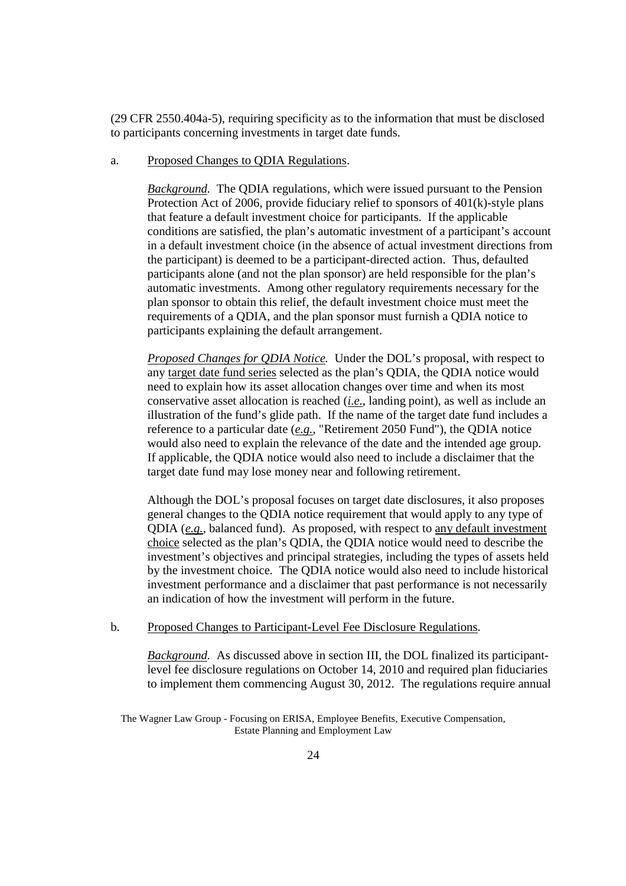(29 CFR 2550.404a-5), requiring specificity as to the information that must be disclosed to participants concerning investments in target date funds.

a. Proposed Changes to QDIA Regulations.

*Background.* The QDIA regulations, which were issued pursuant to the Pension Protection Act of 2006, provide fiduciary relief to sponsors of 401(k)-style plans that feature a default investment choice for participants. If the applicable conditions are satisfied, the plan's automatic investment of a participant's account in a default investment choice (in the absence of actual investment directions from the participant) is deemed to be a participant-directed action. Thus, defaulted participants alone (and not the plan sponsor) are held responsible for the plan's automatic investments. Among other regulatory requirements necessary for the plan sponsor to obtain this relief, the default investment choice must meet the requirements of a QDIA, and the plan sponsor must furnish a QDIA notice to participants explaining the default arrangement.

*Proposed Changes for QDIA Notice.* Under the DOL's proposal, with respect to any target date fund series selected as the plan's QDIA, the QDIA notice would need to explain how its asset allocation changes over time and when its most conservative asset allocation is reached (*i.e.*, landing point), as well as include an illustration of the fund's glide path. If the name of the target date fund includes a reference to a particular date (*e.g.*, "Retirement 2050 Fund"), the QDIA notice would also need to explain the relevance of the date and the intended age group. If applicable, the QDIA notice would also need to include a disclaimer that the target date fund may lose money near and following retirement.

Although the DOL's proposal focuses on target date disclosures, it also proposes general changes to the QDIA notice requirement that would apply to any type of QDIA (*e.g.*, balanced fund). As proposed, with respect to any default investment choice selected as the plan's QDIA, the QDIA notice would need to describe the investment's objectives and principal strategies, including the types of assets held by the investment choice. The QDIA notice would also need to include historical investment performance and a disclaimer that past performance is not necessarily an indication of how the investment will perform in the future.

b. Proposed Changes to Participant-Level Fee Disclosure Regulations.

*Background.* As discussed above in section III, the DOL finalized its participant-level fee disclosure regulations on October 14, 2010 and required plan fiduciaries to implement them commencing August 30, 2012. The regulations require annual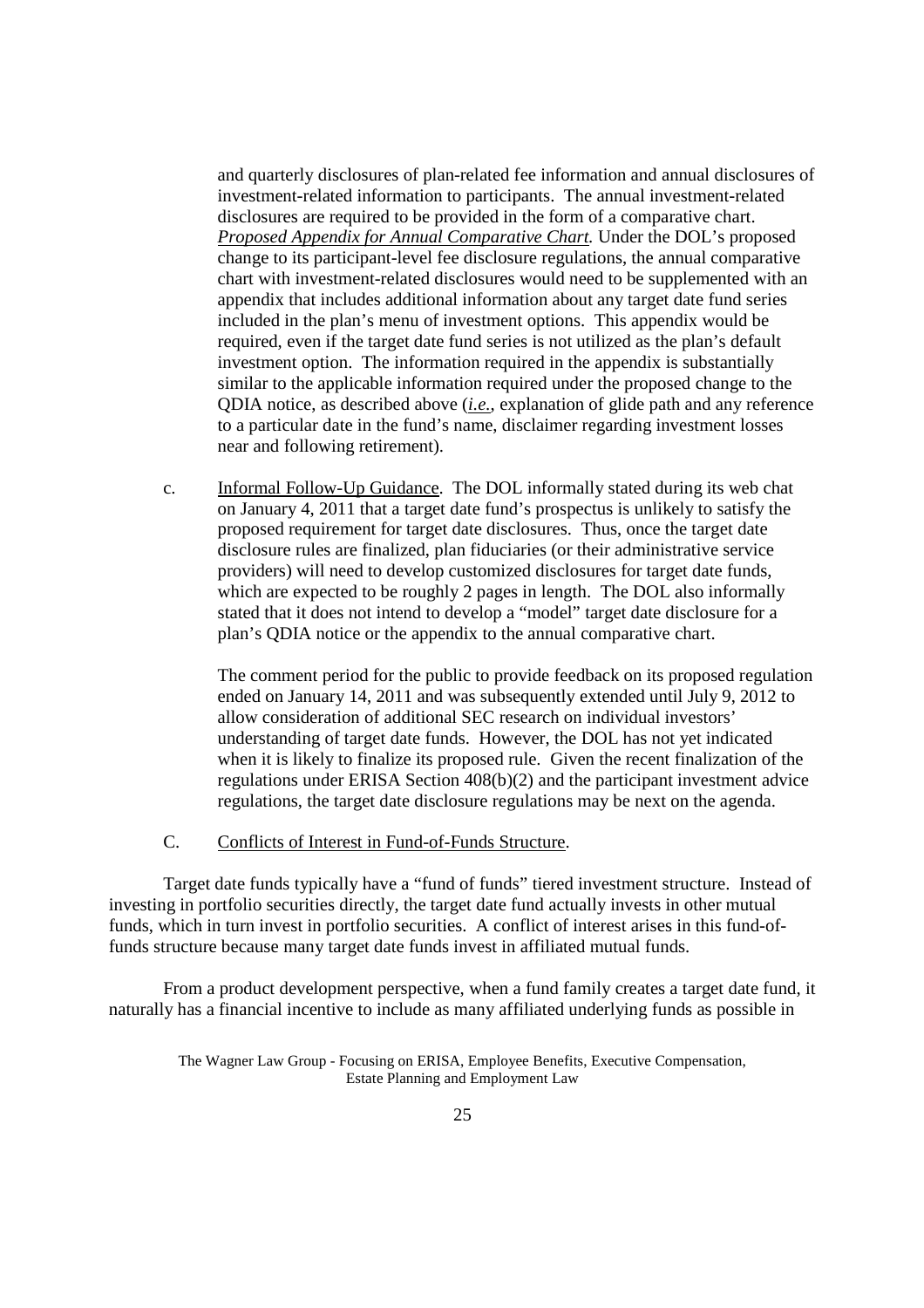and quarterly disclosures of plan-related fee information and annual disclosures of investment-related information to participants. The annual investment-related disclosures are required to be provided in the form of a comparative chart. *Proposed Appendix for Annual Comparative Chart.* Under the DOL's proposed change to its participant-level fee disclosure regulations, the annual comparative chart with investment-related disclosures would need to be supplemented with an appendix that includes additional information about any target date fund series included in the plan's menu of investment options. This appendix would be required, even if the target date fund series is not utilized as the plan's default investment option. The information required in the appendix is substantially similar to the applicable information required under the proposed change to the QDIA notice, as described above (*i.e.*, explanation of glide path and any reference to a particular date in the fund's name, disclaimer regarding investment losses near and following retirement).

c. Informal Follow-Up Guidance. The DOL informally stated during its web chat on January 4, 2011 that a target date fund's prospectus is unlikely to satisfy the proposed requirement for target date disclosures. Thus, once the target date disclosure rules are finalized, plan fiduciaries (or their administrative service providers) will need to develop customized disclosures for target date funds, which are expected to be roughly 2 pages in length. The DOL also informally stated that it does not intend to develop a "model" target date disclosure for a plan's QDIA notice or the appendix to the annual comparative chart.

The comment period for the public to provide feedback on its proposed regulation ended on January 14, 2011 and was subsequently extended until July 9, 2012 to allow consideration of additional SEC research on individual investors' understanding of target date funds. However, the DOL has not yet indicated when it is likely to finalize its proposed rule. Given the recent finalization of the regulations under ERISA Section 408(b)(2) and the participant investment advice regulations, the target date disclosure regulations may be next on the agenda.

C. Conflicts of Interest in Fund-of-Funds Structure.

Target date funds typically have a "fund of funds" tiered investment structure. Instead of investing in portfolio securities directly, the target date fund actually invests in other mutual funds, which in turn invest in portfolio securities. A conflict of interest arises in this fund-of-funds structure because many target date funds invest in affiliated mutual funds.

From a product development perspective, when a fund family creates a target date fund, it naturally has a financial incentive to include as many affiliated underlying funds as possible in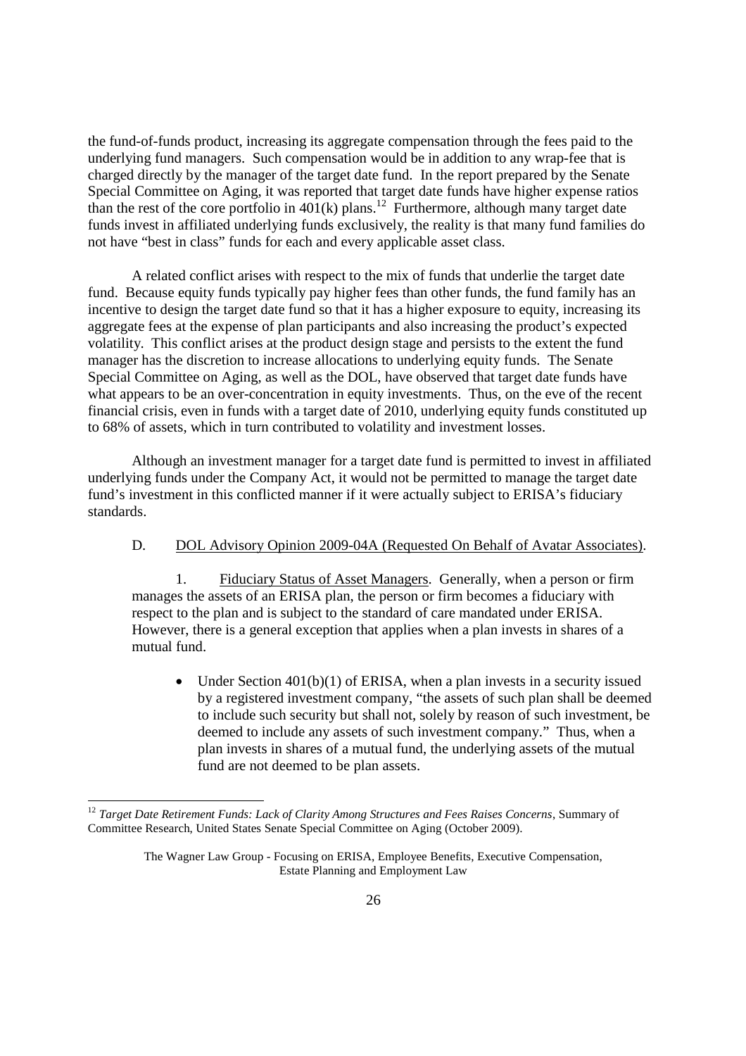the fund-of-funds product, increasing its aggregate compensation through the fees paid to the underlying fund managers. Such compensation would be in addition to any wrap-fee that is charged directly by the manager of the target date fund. In the report prepared by the Senate Special Committee on Aging, it was reported that target date funds have higher expense ratios than the rest of the core portfolio in 401(k) plans.[12] Furthermore, although many target date funds invest in affiliated underlying funds exclusively, the reality is that many fund families do not have "best in class" funds for each and every applicable asset class.

A related conflict arises with respect to the mix of funds that underlie the target date fund. Because equity funds typically pay higher fees than other funds, the fund family has an incentive to design the target date fund so that it has a higher exposure to equity, increasing its aggregate fees at the expense of plan participants and also increasing the product's expected volatility. This conflict arises at the product design stage and persists to the extent the fund manager has the discretion to increase allocations to underlying equity funds. The Senate Special Committee on Aging, as well as the DOL, have observed that target date funds have what appears to be an over-concentration in equity investments. Thus, on the eve of the recent financial crisis, even in funds with a target date of 2010, underlying equity funds constituted up to 68% of assets, which in turn contributed to volatility and investment losses.

Although an investment manager for a target date fund is permitted to invest in affiliated underlying funds under the Company Act, it would not be permitted to manage the target date fund's investment in this conflicted manner if it were actually subject to ERISA's fiduciary standards.

D. DOL Advisory Opinion 2009-04A (Requested On Behalf of Avatar Associates).

1. Fiduciary Status of Asset Managers. Generally, when a person or firm manages the assets of an ERISA plan, the person or firm becomes a fiduciary with respect to the plan and is subject to the standard of care mandated under ERISA. However, there is a general exception that applies when a plan invests in shares of a mutual fund.

- Under Section 401(b)(1) of ERISA, when a plan invests in a security issued by a registered investment company, "the assets of such plan shall be deemed to include such security but shall not, solely by reason of such investment, be deemed to include any assets of such investment company." Thus, when a plan invests in shares of a mutual fund, the underlying assets of the mutual fund are not deemed to be plan assets.

[12] *Target Date Retirement Funds: Lack of Clarity Among Structures and Fees Raises Concerns*, Summary of Committee Research, United States Senate Special Committee on Aging (October 2009).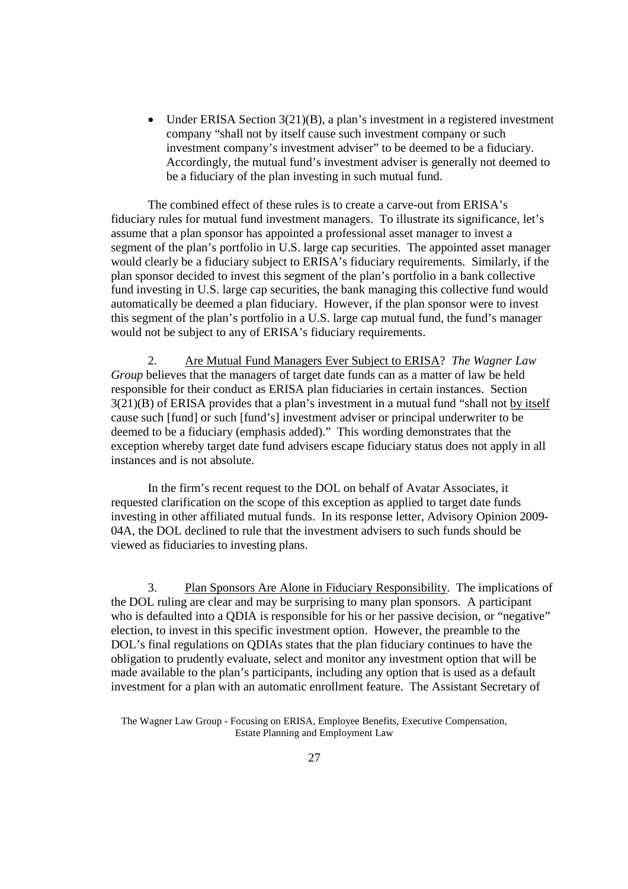- Under ERISA Section 3(21)(B), a plan's investment in a registered investment company "shall not by itself cause such investment company or such investment company's investment adviser" to be deemed to be a fiduciary. Accordingly, the mutual fund's investment adviser is generally not deemed to be a fiduciary of the plan investing in such mutual fund.

The combined effect of these rules is to create a carve-out from ERISA's fiduciary rules for mutual fund investment managers. To illustrate its significance, let's assume that a plan sponsor has appointed a professional asset manager to invest a segment of the plan's portfolio in U.S. large cap securities. The appointed asset manager would clearly be a fiduciary subject to ERISA's fiduciary requirements. Similarly, if the plan sponsor decided to invest this segment of the plan's portfolio in a bank collective fund investing in U.S. large cap securities, the bank managing this collective fund would automatically be deemed a plan fiduciary. However, if the plan sponsor were to invest this segment of the plan's portfolio in a U.S. large cap mutual fund, the fund's manager would not be subject to any of ERISA's fiduciary requirements.

2. <u>Are Mutual Fund Managers Ever Subject to ERISA</u>? *The Wagner Law Group* believes that the managers of target date funds can as a matter of law be held responsible for their conduct as ERISA plan fiduciaries in certain instances. Section 3(21)(B) of ERISA provides that a plan's investment in a mutual fund "shall not <u>by itself</u> cause such [fund] or such [fund's] investment adviser or principal underwriter to be deemed to be a fiduciary (emphasis added)." This wording demonstrates that the exception whereby target date fund advisers escape fiduciary status does not apply in all instances and is not absolute.

In the firm's recent request to the DOL on behalf of Avatar Associates, it requested clarification on the scope of this exception as applied to target date funds investing in other affiliated mutual funds. In its response letter, Advisory Opinion 2009-04A, the DOL declined to rule that the investment advisers to such funds should be viewed as fiduciaries to investing plans.

3. <u>Plan Sponsors Are Alone in Fiduciary Responsibility</u>. The implications of the DOL ruling are clear and may be surprising to many plan sponsors. A participant who is defaulted into a QDIA is responsible for his or her passive decision, or "negative" election, to invest in this specific investment option. However, the preamble to the DOL's final regulations on QDIAs states that the plan fiduciary continues to have the obligation to prudently evaluate, select and monitor any investment option that will be made available to the plan's participants, including any option that is used as a default investment for a plan with an automatic enrollment feature. The Assistant Secretary of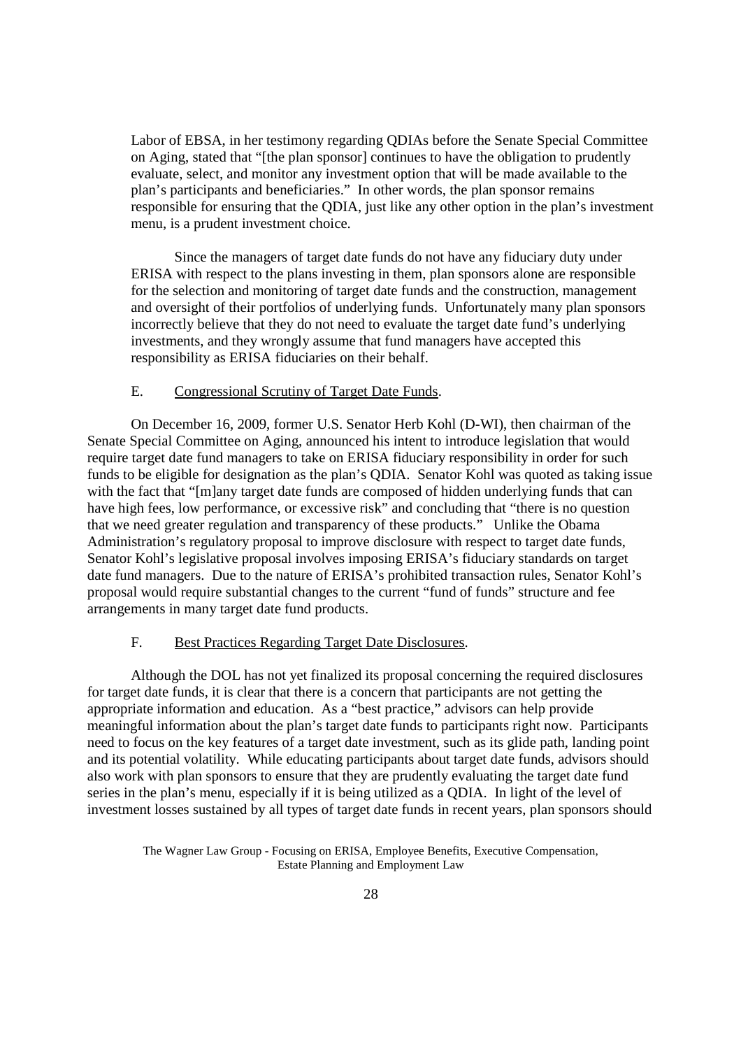Labor of EBSA, in her testimony regarding QDIAs before the Senate Special Committee on Aging, stated that "[the plan sponsor] continues to have the obligation to prudently evaluate, select, and monitor any investment option that will be made available to the plan's participants and beneficiaries." In other words, the plan sponsor remains responsible for ensuring that the QDIA, just like any other option in the plan's investment menu, is a prudent investment choice.

Since the managers of target date funds do not have any fiduciary duty under ERISA with respect to the plans investing in them, plan sponsors alone are responsible for the selection and monitoring of target date funds and the construction, management and oversight of their portfolios of underlying funds. Unfortunately many plan sponsors incorrectly believe that they do not need to evaluate the target date fund's underlying investments, and they wrongly assume that fund managers have accepted this responsibility as ERISA fiduciaries on their behalf.

### E. Congressional Scrutiny of Target Date Funds.

On December 16, 2009, former U.S. Senator Herb Kohl (D-WI), then chairman of the Senate Special Committee on Aging, announced his intent to introduce legislation that would require target date fund managers to take on ERISA fiduciary responsibility in order for such funds to be eligible for designation as the plan's QDIA. Senator Kohl was quoted as taking issue with the fact that "[m]any target date funds are composed of hidden underlying funds that can have high fees, low performance, or excessive risk" and concluding that "there is no question that we need greater regulation and transparency of these products." Unlike the Obama Administration's regulatory proposal to improve disclosure with respect to target date funds, Senator Kohl's legislative proposal involves imposing ERISA's fiduciary standards on target date fund managers. Due to the nature of ERISA's prohibited transaction rules, Senator Kohl's proposal would require substantial changes to the current "fund of funds" structure and fee arrangements in many target date fund products.

### F. Best Practices Regarding Target Date Disclosures.

Although the DOL has not yet finalized its proposal concerning the required disclosures for target date funds, it is clear that there is a concern that participants are not getting the appropriate information and education. As a "best practice," advisors can help provide meaningful information about the plan's target date funds to participants right now. Participants need to focus on the key features of a target date investment, such as its glide path, landing point and its potential volatility. While educating participants about target date funds, advisors should also work with plan sponsors to ensure that they are prudently evaluating the target date fund series in the plan's menu, especially if it is being utilized as a QDIA. In light of the level of investment losses sustained by all types of target date funds in recent years, plan sponsors should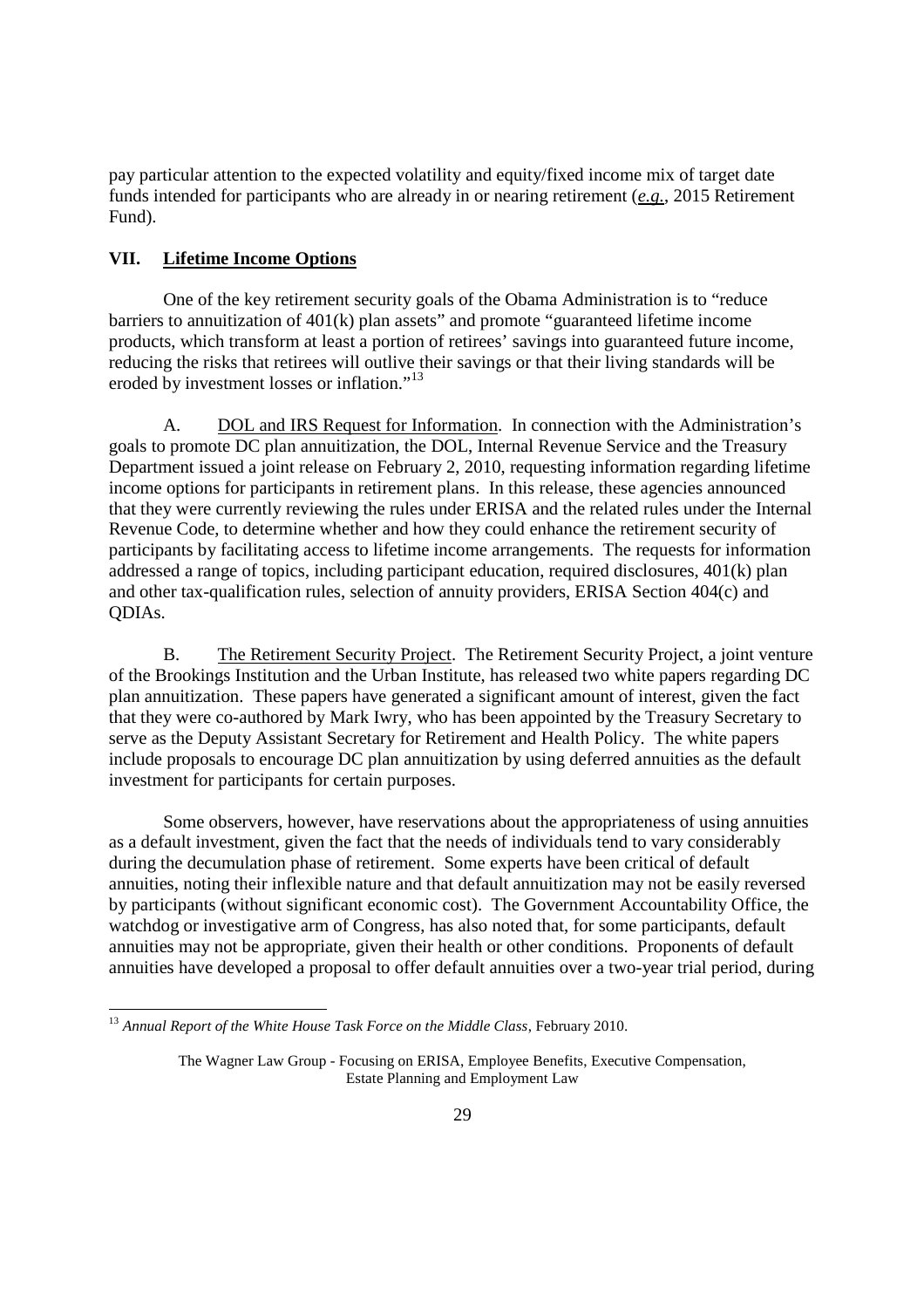pay particular attention to the expected volatility and equity/fixed income mix of target date funds intended for participants who are already in or nearing retirement (*e.g.*, 2015 Retirement Fund).

## VII. Lifetime Income Options

One of the key retirement security goals of the Obama Administration is to "reduce barriers to annuitization of 401(k) plan assets" and promote "guaranteed lifetime income products, which transform at least a portion of retirees' savings into guaranteed future income, reducing the risks that retirees will outlive their savings or that their living standards will be eroded by investment losses or inflation."[13]

A. DOL and IRS Request for Information. In connection with the Administration's goals to promote DC plan annuitization, the DOL, Internal Revenue Service and the Treasury Department issued a joint release on February 2, 2010, requesting information regarding lifetime income options for participants in retirement plans. In this release, these agencies announced that they were currently reviewing the rules under ERISA and the related rules under the Internal Revenue Code, to determine whether and how they could enhance the retirement security of participants by facilitating access to lifetime income arrangements. The requests for information addressed a range of topics, including participant education, required disclosures, 401(k) plan and other tax-qualification rules, selection of annuity providers, ERISA Section 404(c) and QDIAs.

B. The Retirement Security Project. The Retirement Security Project, a joint venture of the Brookings Institution and the Urban Institute, has released two white papers regarding DC plan annuitization. These papers have generated a significant amount of interest, given the fact that they were co-authored by Mark Iwry, who has been appointed by the Treasury Secretary to serve as the Deputy Assistant Secretary for Retirement and Health Policy. The white papers include proposals to encourage DC plan annuitization by using deferred annuities as the default investment for participants for certain purposes.

Some observers, however, have reservations about the appropriateness of using annuities as a default investment, given the fact that the needs of individuals tend to vary considerably during the decumulation phase of retirement. Some experts have been critical of default annuities, noting their inflexible nature and that default annuitization may not be easily reversed by participants (without significant economic cost). The Government Accountability Office, the watchdog or investigative arm of Congress, has also noted that, for some participants, default annuities may not be appropriate, given their health or other conditions. Proponents of default annuities have developed a proposal to offer default annuities over a two-year trial period, during

---

[13] *Annual Report of the White House Task Force on the Middle Class*, February 2010.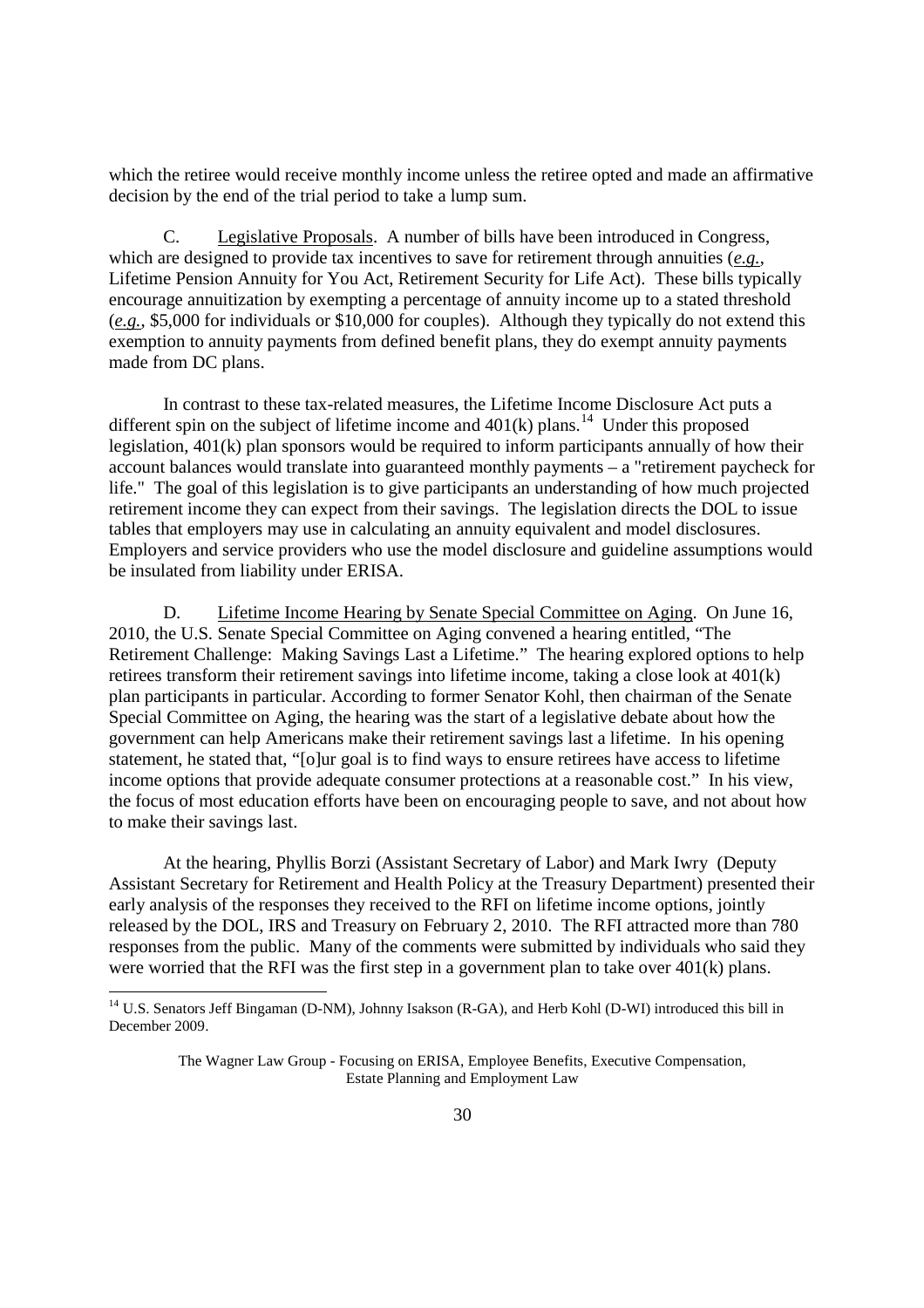which the retiree would receive monthly income unless the retiree opted and made an affirmative decision by the end of the trial period to take a lump sum.

C. Legislative Proposals. A number of bills have been introduced in Congress, which are designed to provide tax incentives to save for retirement through annuities (*e.g.*, Lifetime Pension Annuity for You Act, Retirement Security for Life Act). These bills typically encourage annuitization by exempting a percentage of annuity income up to a stated threshold (*e.g.*, \$5,000 for individuals or \$10,000 for couples). Although they typically do not extend this exemption to annuity payments from defined benefit plans, they do exempt annuity payments made from DC plans.

In contrast to these tax-related measures, the Lifetime Income Disclosure Act puts a different spin on the subject of lifetime income and 401(k) plans.[14] Under this proposed legislation, 401(k) plan sponsors would be required to inform participants annually of how their account balances would translate into guaranteed monthly payments – a "retirement paycheck for life." The goal of this legislation is to give participants an understanding of how much projected retirement income they can expect from their savings. The legislation directs the DOL to issue tables that employers may use in calculating an annuity equivalent and model disclosures. Employers and service providers who use the model disclosure and guideline assumptions would be insulated from liability under ERISA.

D. Lifetime Income Hearing by Senate Special Committee on Aging. On June 16, 2010, the U.S. Senate Special Committee on Aging convened a hearing entitled, "The Retirement Challenge: Making Savings Last a Lifetime." The hearing explored options to help retirees transform their retirement savings into lifetime income, taking a close look at 401(k) plan participants in particular. According to former Senator Kohl, then chairman of the Senate Special Committee on Aging, the hearing was the start of a legislative debate about how the government can help Americans make their retirement savings last a lifetime. In his opening statement, he stated that, "[o]ur goal is to find ways to ensure retirees have access to lifetime income options that provide adequate consumer protections at a reasonable cost." In his view, the focus of most education efforts have been on encouraging people to save, and not about how to make their savings last.

At the hearing, Phyllis Borzi (Assistant Secretary of Labor) and Mark Iwry (Deputy Assistant Secretary for Retirement and Health Policy at the Treasury Department) presented their early analysis of the responses they received to the RFI on lifetime income options, jointly released by the DOL, IRS and Treasury on February 2, 2010. The RFI attracted more than 780 responses from the public. Many of the comments were submitted by individuals who said they were worried that the RFI was the first step in a government plan to take over 401(k) plans.

---

[14] U.S. Senators Jeff Bingaman (D-NM), Johnny Isakson (R-GA), and Herb Kohl (D-WI) introduced this bill in December 2009.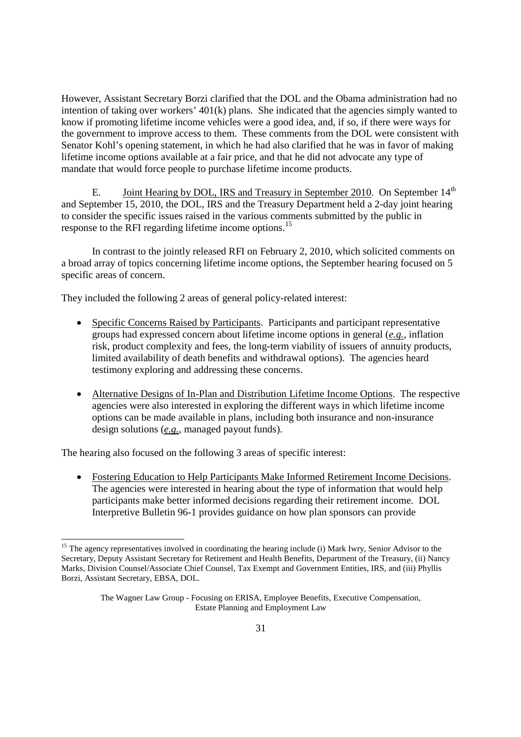However, Assistant Secretary Borzi clarified that the DOL and the Obama administration had no intention of taking over workers' 401(k) plans. She indicated that the agencies simply wanted to know if promoting lifetime income vehicles were a good idea, and, if so, if there were ways for the government to improve access to them. These comments from the DOL were consistent with Senator Kohl's opening statement, in which he had also clarified that he was in favor of making lifetime income options available at a fair price, and that he did not advocate any type of mandate that would force people to purchase lifetime income products.

E. Joint Hearing by DOL, IRS and Treasury in September 2010. On September 14th and September 15, 2010, the DOL, IRS and the Treasury Department held a 2-day joint hearing to consider the specific issues raised in the various comments submitted by the public in response to the RFI regarding lifetime income options.[15]

In contrast to the jointly released RFI on February 2, 2010, which solicited comments on a broad array of topics concerning lifetime income options, the September hearing focused on 5 specific areas of concern.

They included the following 2 areas of general policy-related interest:

- Specific Concerns Raised by Participants. Participants and participant representative groups had expressed concern about lifetime income options in general (*e.g.*, inflation risk, product complexity and fees, the long-term viability of issuers of annuity products, limited availability of death benefits and withdrawal options). The agencies heard testimony exploring and addressing these concerns.

- Alternative Designs of In-Plan and Distribution Lifetime Income Options. The respective agencies were also interested in exploring the different ways in which lifetime income options can be made available in plans, including both insurance and non-insurance design solutions (*e.g.*, managed payout funds).

The hearing also focused on the following 3 areas of specific interest:

- Fostering Education to Help Participants Make Informed Retirement Income Decisions. The agencies were interested in hearing about the type of information that would help participants make better informed decisions regarding their retirement income. DOL Interpretive Bulletin 96-1 provides guidance on how plan sponsors can provide

[15] The agency representatives involved in coordinating the hearing include (i) Mark Iwry, Senior Advisor to the Secretary, Deputy Assistant Secretary for Retirement and Health Benefits, Department of the Treasury, (ii) Nancy Marks, Division Counsel/Associate Chief Counsel, Tax Exempt and Government Entities, IRS, and (iii) Phyllis Borzi, Assistant Secretary, EBSA, DOL.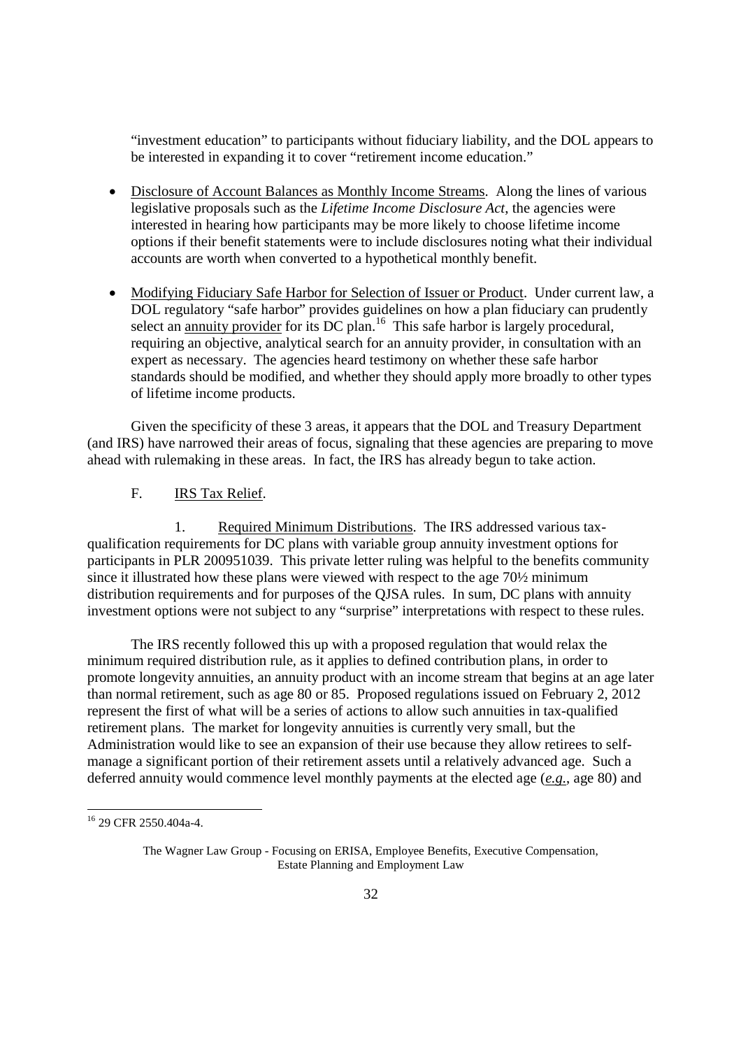"investment education" to participants without fiduciary liability, and the DOL appears to be interested in expanding it to cover "retirement income education."

- Disclosure of Account Balances as Monthly Income Streams. Along the lines of various legislative proposals such as the *Lifetime Income Disclosure Act*, the agencies were interested in hearing how participants may be more likely to choose lifetime income options if their benefit statements were to include disclosures noting what their individual accounts are worth when converted to a hypothetical monthly benefit.

- Modifying Fiduciary Safe Harbor for Selection of Issuer or Product. Under current law, a DOL regulatory "safe harbor" provides guidelines on how a plan fiduciary can prudently select an annuity provider for its DC plan.[16] This safe harbor is largely procedural, requiring an objective, analytical search for an annuity provider, in consultation with an expert as necessary. The agencies heard testimony on whether these safe harbor standards should be modified, and whether they should apply more broadly to other types of lifetime income products.

Given the specificity of these 3 areas, it appears that the DOL and Treasury Department (and IRS) have narrowed their areas of focus, signaling that these agencies are preparing to move ahead with rulemaking in these areas. In fact, the IRS has already begun to take action.

F. IRS Tax Relief.

1. Required Minimum Distributions. The IRS addressed various tax-qualification requirements for DC plans with variable group annuity investment options for participants in PLR 200951039. This private letter ruling was helpful to the benefits community since it illustrated how these plans were viewed with respect to the age 70½ minimum distribution requirements and for purposes of the QJSA rules. In sum, DC plans with annuity investment options were not subject to any "surprise" interpretations with respect to these rules.

The IRS recently followed this up with a proposed regulation that would relax the minimum required distribution rule, as it applies to defined contribution plans, in order to promote longevity annuities, an annuity product with an income stream that begins at an age later than normal retirement, such as age 80 or 85. Proposed regulations issued on February 2, 2012 represent the first of what will be a series of actions to allow such annuities in tax-qualified retirement plans. The market for longevity annuities is currently very small, but the Administration would like to see an expansion of their use because they allow retirees to self-manage a significant portion of their retirement assets until a relatively advanced age. Such a deferred annuity would commence level monthly payments at the elected age (*e.g.*, age 80) and

[16] 29 CFR 2550.404a-4.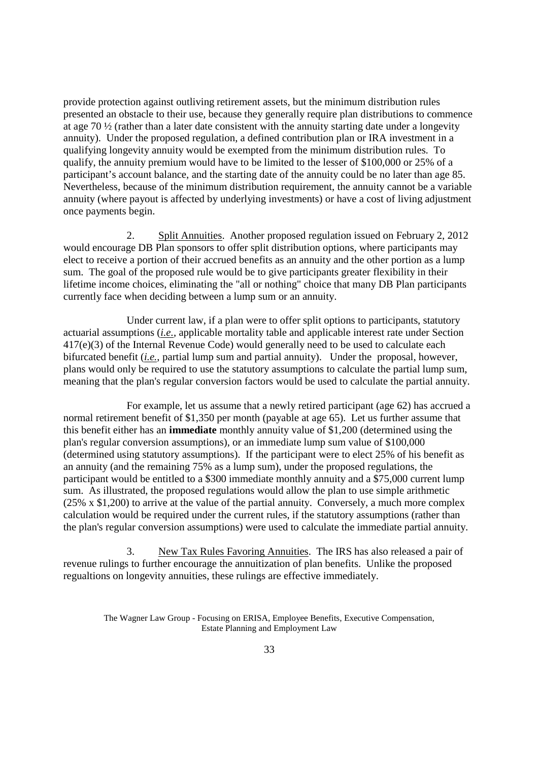provide protection against outliving retirement assets, but the minimum distribution rules presented an obstacle to their use, because they generally require plan distributions to commence at age 70 ½ (rather than a later date consistent with the annuity starting date under a longevity annuity). Under the proposed regulation, a defined contribution plan or IRA investment in a qualifying longevity annuity would be exempted from the minimum distribution rules. To qualify, the annuity premium would have to be limited to the lesser of $100,000 or 25% of a participant's account balance, and the starting date of the annuity could be no later than age 85. Nevertheless, because of the minimum distribution requirement, the annuity cannot be a variable annuity (where payout is affected by underlying investments) or have a cost of living adjustment once payments begin.

2. <u>Split Annuities</u>. Another proposed regulation issued on February 2, 2012 would encourage DB Plan sponsors to offer split distribution options, where participants may elect to receive a portion of their accrued benefits as an annuity and the other portion as a lump sum. The goal of the proposed rule would be to give participants greater flexibility in their lifetime income choices, eliminating the "all or nothing" choice that many DB Plan participants currently face when deciding between a lump sum or an annuity.

Under current law, if a plan were to offer split options to participants, statutory actuarial assumptions (*i.e.*, applicable mortality table and applicable interest rate under Section 417(e)(3) of the Internal Revenue Code) would generally need to be used to calculate each bifurcated benefit (*i.e.*, partial lump sum and partial annuity). Under the proposal, however, plans would only be required to use the statutory assumptions to calculate the partial lump sum, meaning that the plan's regular conversion factors would be used to calculate the partial annuity.

For example, let us assume that a newly retired participant (age 62) has accrued a normal retirement benefit of $1,350 per month (payable at age 65). Let us further assume that this benefit either has an **immediate** monthly annuity value of $1,200 (determined using the plan's regular conversion assumptions), or an immediate lump sum value of $100,000 (determined using statutory assumptions). If the participant were to elect 25% of his benefit as an annuity (and the remaining 75% as a lump sum), under the proposed regulations, the participant would be entitled to a $300 immediate monthly annuity and a $75,000 current lump sum. As illustrated, the proposed regulations would allow the plan to use simple arithmetic (25% x $1,200) to arrive at the value of the partial annuity. Conversely, a much more complex calculation would be required under the current rules, if the statutory assumptions (rather than the plan's regular conversion assumptions) were used to calculate the immediate partial annuity.

3. <u>New Tax Rules Favoring Annuities</u>. The IRS has also released a pair of revenue rulings to further encourage the annuitization of plan benefits. Unlike the proposed regualtions on longevity annuities, these rulings are effective immediately.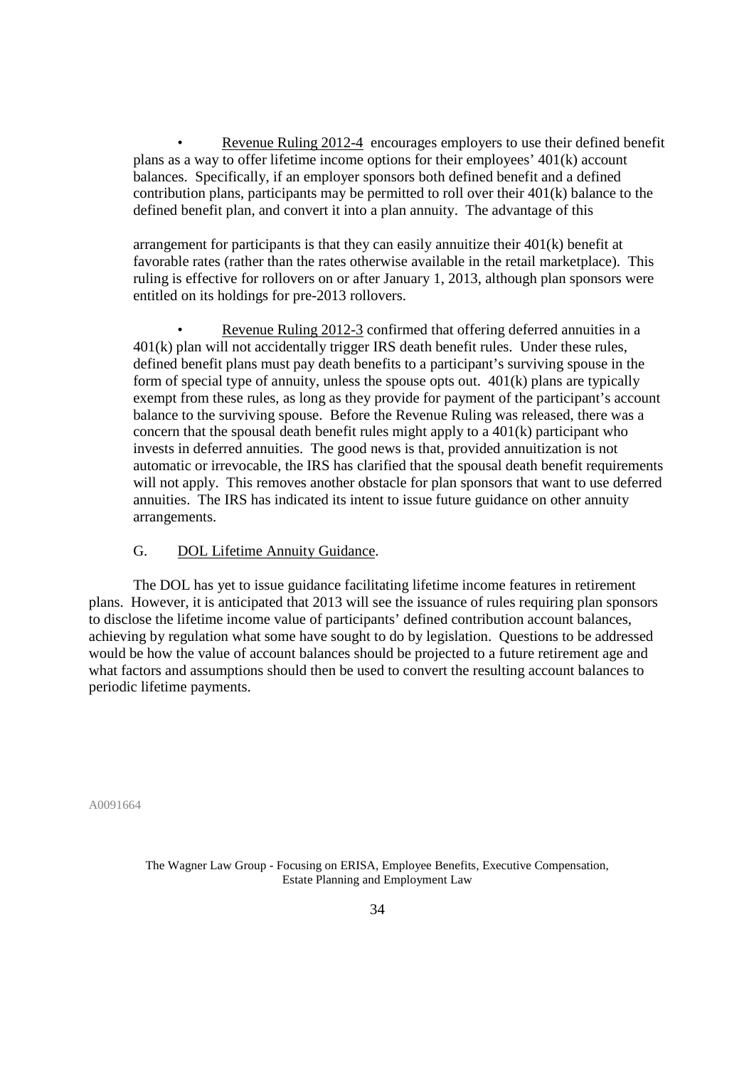- Revenue Ruling 2012-4 encourages employers to use their defined benefit plans as a way to offer lifetime income options for their employees' 401(k) account balances. Specifically, if an employer sponsors both defined benefit and a defined contribution plans, participants may be permitted to roll over their 401(k) balance to the defined benefit plan, and convert it into a plan annuity. The advantage of this

  arrangement for participants is that they can easily annuitize their 401(k) benefit at favorable rates (rather than the rates otherwise available in the retail marketplace). This ruling is effective for rollovers on or after January 1, 2013, although plan sponsors were entitled on its holdings for pre-2013 rollovers.

- Revenue Ruling 2012-3 confirmed that offering deferred annuities in a 401(k) plan will not accidentally trigger IRS death benefit rules. Under these rules, defined benefit plans must pay death benefits to a participant's surviving spouse in the form of special type of annuity, unless the spouse opts out. 401(k) plans are typically exempt from these rules, as long as they provide for payment of the participant's account balance to the surviving spouse. Before the Revenue Ruling was released, there was a concern that the spousal death benefit rules might apply to a 401(k) participant who invests in deferred annuities. The good news is that, provided annuitization is not automatic or irrevocable, the IRS has clarified that the spousal death benefit requirements will not apply. This removes another obstacle for plan sponsors that want to use deferred annuities. The IRS has indicated its intent to issue future guidance on other annuity arrangements.

### G. DOL Lifetime Annuity Guidance.

The DOL has yet to issue guidance facilitating lifetime income features in retirement plans. However, it is anticipated that 2013 will see the issuance of rules requiring plan sponsors to disclose the lifetime income value of participants' defined contribution account balances, achieving by regulation what some have sought to do by legislation. Questions to be addressed would be how the value of account balances should be projected to a future retirement age and what factors and assumptions should then be used to convert the resulting account balances to periodic lifetime payments.

A0091664